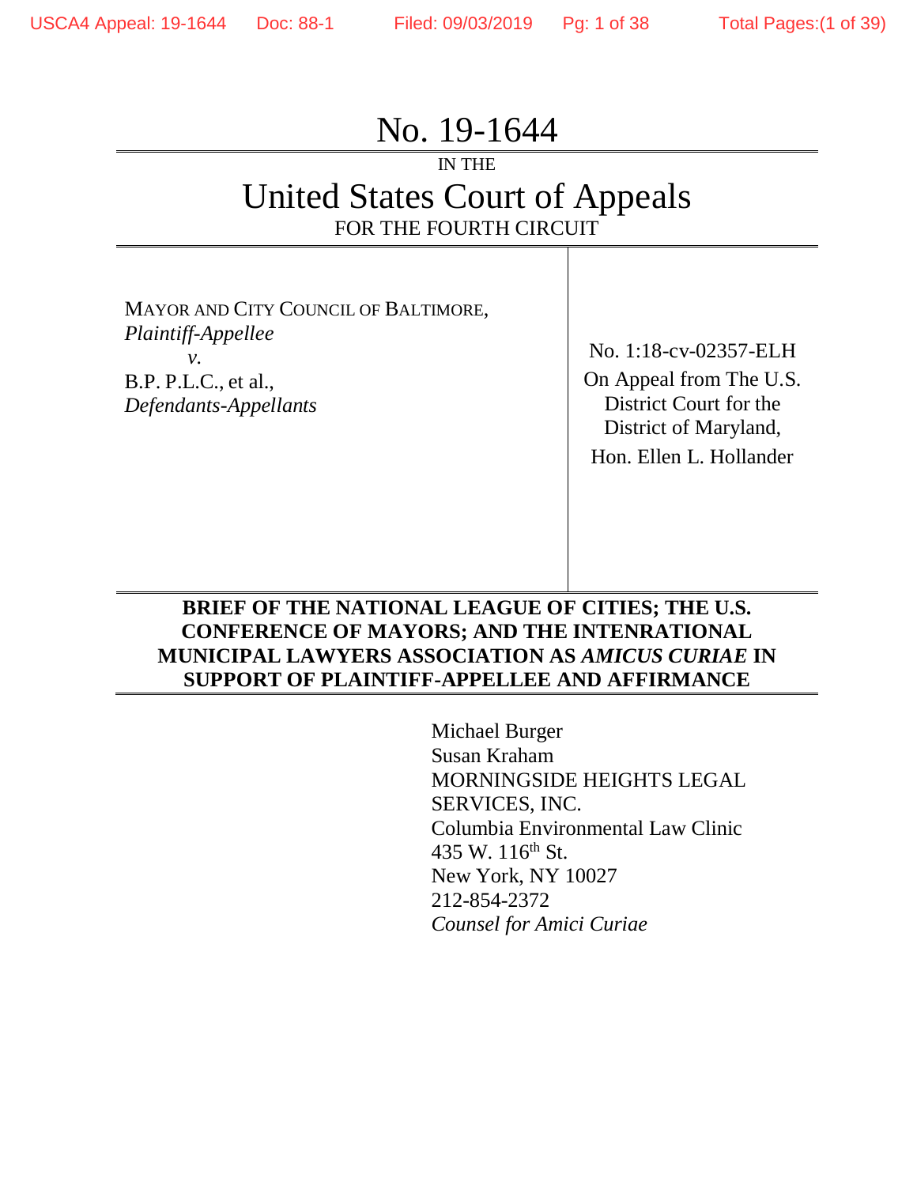# No. 19-1644

IN THE

# United States Court of Appeals

FOR THE FOURTH CIRCUIT

---

MAYOR AND CITY COUNCIL OF BALTIMORE,
*Plaintiff-Appellee*
*v.*
B.P. P.L.C., et al.,
*Defendants-Appellants*

No. 1:18-cv-02357-ELH
On Appeal from The U.S. District Court for the District of Maryland,
Hon. Ellen L. Hollander

---

**BRIEF OF THE NATIONAL LEAGUE OF CITIES; THE U.S. CONFERENCE OF MAYORS; AND THE INTENRATIONAL MUNICIPAL LAWYERS ASSOCIATION AS *AMICUS CURIAE* IN SUPPORT OF PLAINTIFF-APPELLEE AND AFFIRMANCE**

---

Michael Burger
Susan Kraham
MORNINGSIDE HEIGHTS LEGAL SERVICES, INC.
Columbia Environmental Law Clinic
435 W. 116th St.
New York, NY 10027
212-854-2372
*Counsel for Amici Curiae*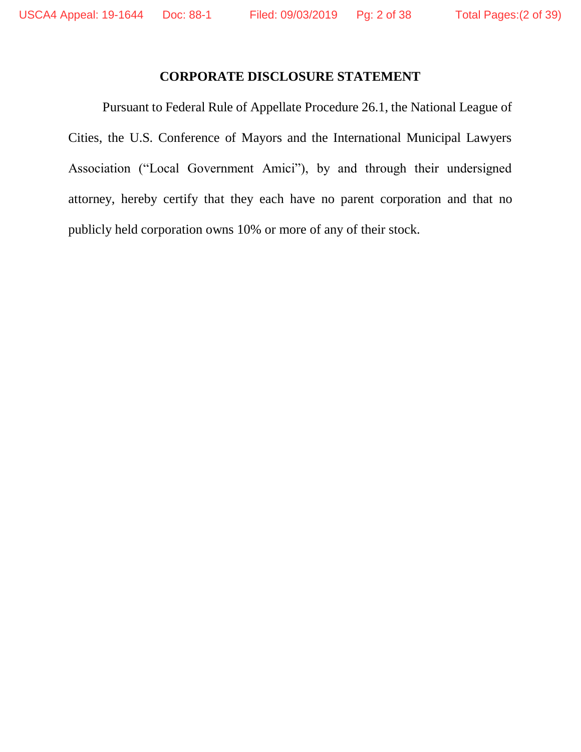## CORPORATE DISCLOSURE STATEMENT

Pursuant to Federal Rule of Appellate Procedure 26.1, the National League of Cities, the U.S. Conference of Mayors and the International Municipal Lawyers Association ("Local Government Amici"), by and through their undersigned attorney, hereby certify that they each have no parent corporation and that no publicly held corporation owns 10% or more of any of their stock.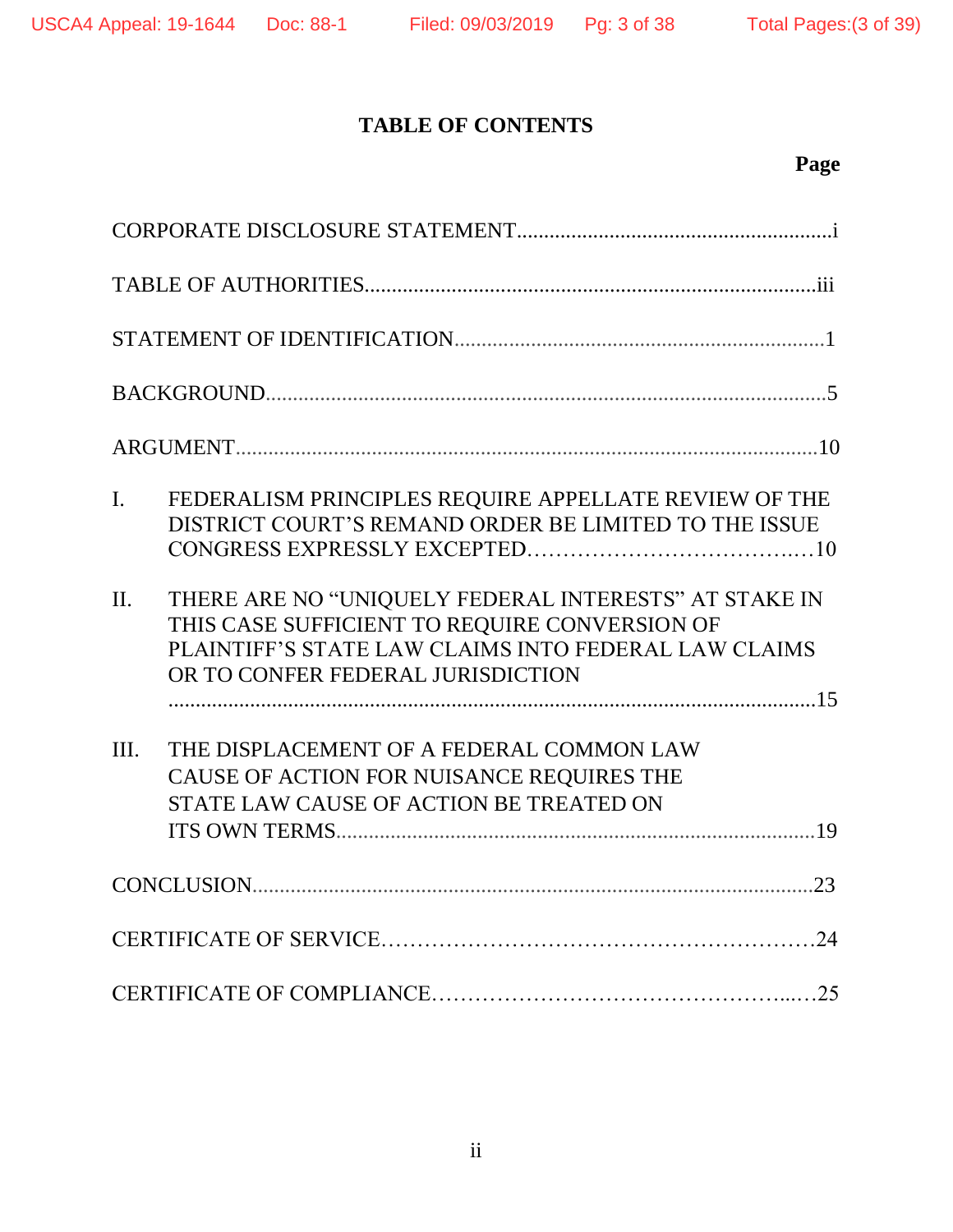## TABLE OF CONTENTS

| | Page |
|---|---|
| CORPORATE DISCLOSURE STATEMENT | i |
| TABLE OF AUTHORITIES | iii |
| STATEMENT OF IDENTIFICATION | 1 |
| BACKGROUND | 5 |
| ARGUMENT | 10 |
| I. FEDERALISM PRINCIPLES REQUIRE APPELLATE REVIEW OF THE DISTRICT COURT'S REMAND ORDER BE LIMITED TO THE ISSUE CONGRESS EXPRESSLY EXCEPTED | 10 |
| II. THERE ARE NO "UNIQUELY FEDERAL INTERESTS" AT STAKE IN THIS CASE SUFFICIENT TO REQUIRE CONVERSION OF PLAINTIFF'S STATE LAW CLAIMS INTO FEDERAL LAW CLAIMS OR TO CONFER FEDERAL JURISDICTION | 15 |
| III. THE DISPLACEMENT OF A FEDERAL COMMON LAW CAUSE OF ACTION FOR NUISANCE REQUIRES THE STATE LAW CAUSE OF ACTION BE TREATED ON ITS OWN TERMS | 19 |
| CONCLUSION | 23 |
| CERTIFICATE OF SERVICE | 24 |
| CERTIFICATE OF COMPLIANCE | 25 |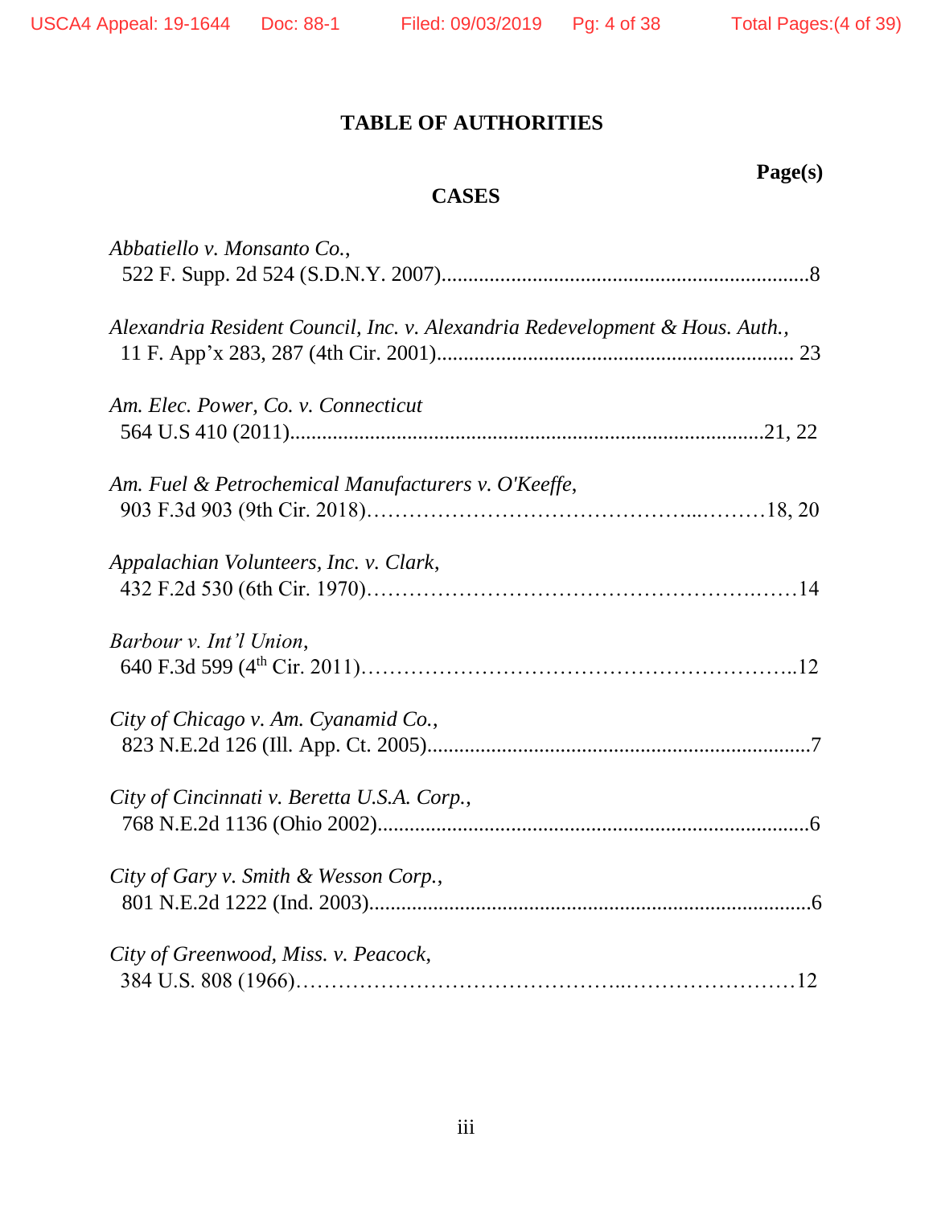## TABLE OF AUTHORITIES

**Page(s)**

### CASES

*Abbatiello v. Monsanto Co.*,
522 F. Supp. 2d 524 (S.D.N.Y. 2007)....................................................................8

*Alexandria Resident Council, Inc. v. Alexandria Redevelopment & Hous. Auth.*,
11 F. App'x 283, 287 (4th Cir. 2001)................................................................... 23

*Am. Elec. Power, Co. v. Connecticut*
564 U.S 410 (2011)........................................................................................21, 22

*Am. Fuel & Petrochemical Manufacturers v. O'Keeffe*,
903 F.3d 903 (9th Cir. 2018)………………………………………..………18, 20

*Appalachian Volunteers, Inc. v. Clark*,
432 F.2d 530 (6th Cir. 1970)……………………………………………….……14

*Barbour v. Int'l Union*,
640 F.3d 599 (4th Cir. 2011)…………………………………………………..12

*City of Chicago v. Am. Cyanamid Co.*,
823 N.E.2d 126 (Ill. App. Ct. 2005).......................................................................7

*City of Cincinnati v. Beretta U.S.A. Corp.*,
768 N.E.2d 1136 (Ohio 2002)................................................................................6

*City of Gary v. Smith & Wesson Corp.*,
801 N.E.2d 1222 (Ind. 2003)..................................................................................6

*City of Greenwood, Miss. v. Peacock*,
384 U.S. 808 (1966)……………………………………..……………………12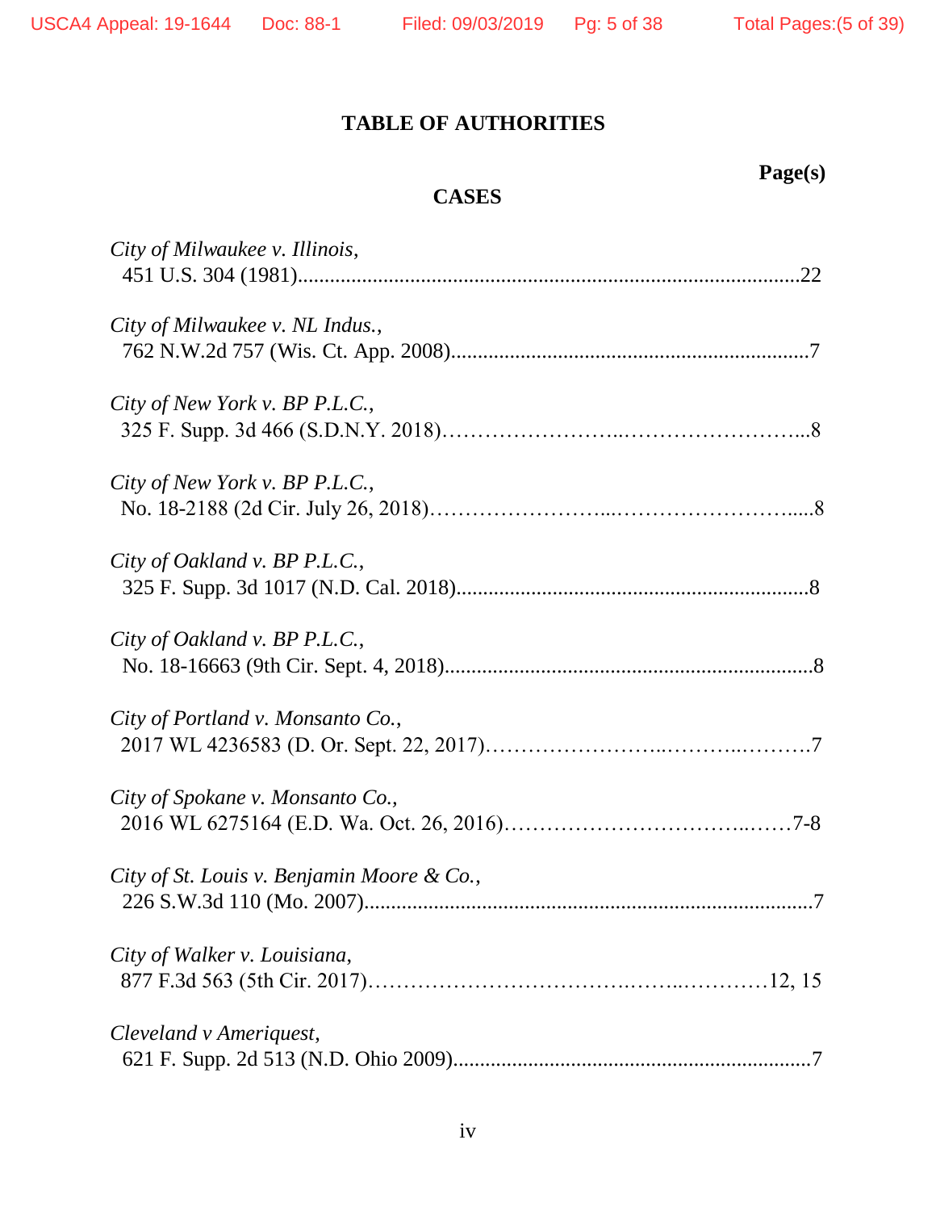# TABLE OF AUTHORITIES

**Page(s)**

## CASES

*City of Milwaukee v. Illinois*,
451 U.S. 304 (1981)....................22

*City of Milwaukee v. NL Indus.*,
762 N.W.2d 757 (Wis. Ct. App. 2008)....................7

*City of New York v. BP P.L.C.*,
325 F. Supp. 3d 466 (S.D.N.Y. 2018)....................8

*City of New York v. BP P.L.C.*,
No. 18-2188 (2d Cir. July 26, 2018)....................8

*City of Oakland v. BP P.L.C.*,
325 F. Supp. 3d 1017 (N.D. Cal. 2018)....................8

*City of Oakland v. BP P.L.C.*,
No. 18-16663 (9th Cir. Sept. 4, 2018)....................8

*City of Portland v. Monsanto Co.*,
2017 WL 4236583 (D. Or. Sept. 22, 2017)....................7

*City of Spokane v. Monsanto Co.*,
2016 WL 6275164 (E.D. Wa. Oct. 26, 2016)....................7-8

*City of St. Louis v. Benjamin Moore & Co.*,
226 S.W.3d 110 (Mo. 2007)....................7

*City of Walker v. Louisiana*,
877 F.3d 563 (5th Cir. 2017)....................12, 15

*Cleveland v Ameriquest*,
621 F. Supp. 2d 513 (N.D. Ohio 2009)....................7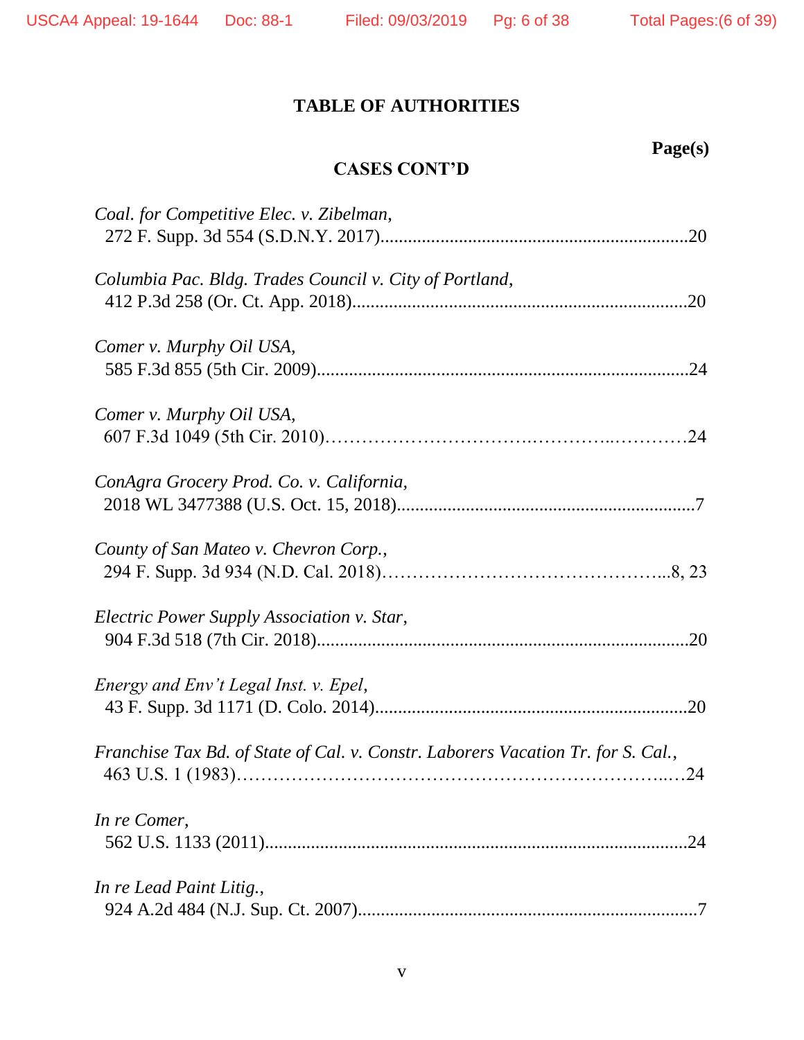## TABLE OF AUTHORITIES

**Page(s)**

### CASES CONT'D

*Coal. for Competitive Elec. v. Zibelman*,
272 F. Supp. 3d 554 (S.D.N.Y. 2017)....................................................................20

*Columbia Pac. Bldg. Trades Council v. City of Portland*,
412 P.3d 258 (Or. Ct. App. 2018)........................................................................20

*Comer v. Murphy Oil USA*,
585 F.3d 855 (5th Cir. 2009)................................................................................24

*Comer v. Murphy Oil USA*,
607 F.3d 1049 (5th Cir. 2010)……………………….…………..…………24

*ConAgra Grocery Prod. Co. v. California*,
2018 WL 3477388 (U.S. Oct. 15, 2018).................................................................7

*County of San Mateo v. Chevron Corp.*,
294 F. Supp. 3d 934 (N.D. Cal. 2018)……………………………………...8, 23

*Electric Power Supply Association v. Star*,
904 F.3d 518 (7th Cir. 2018)................................................................................20

*Energy and Env't Legal Inst. v. Epel*,
43 F. Supp. 3d 1171 (D. Colo. 2014)....................................................................20

*Franchise Tax Bd. of State of Cal. v. Constr. Laborers Vacation Tr. for S. Cal.*,
463 U.S. 1 (1983)……………………………………………………..…24

*In re Comer*,
562 U.S. 1133 (2011)...........................................................................................24

*In re Lead Paint Litig.*,
924 A.2d 484 (N.J. Sup. Ct. 2007)..........................................................................7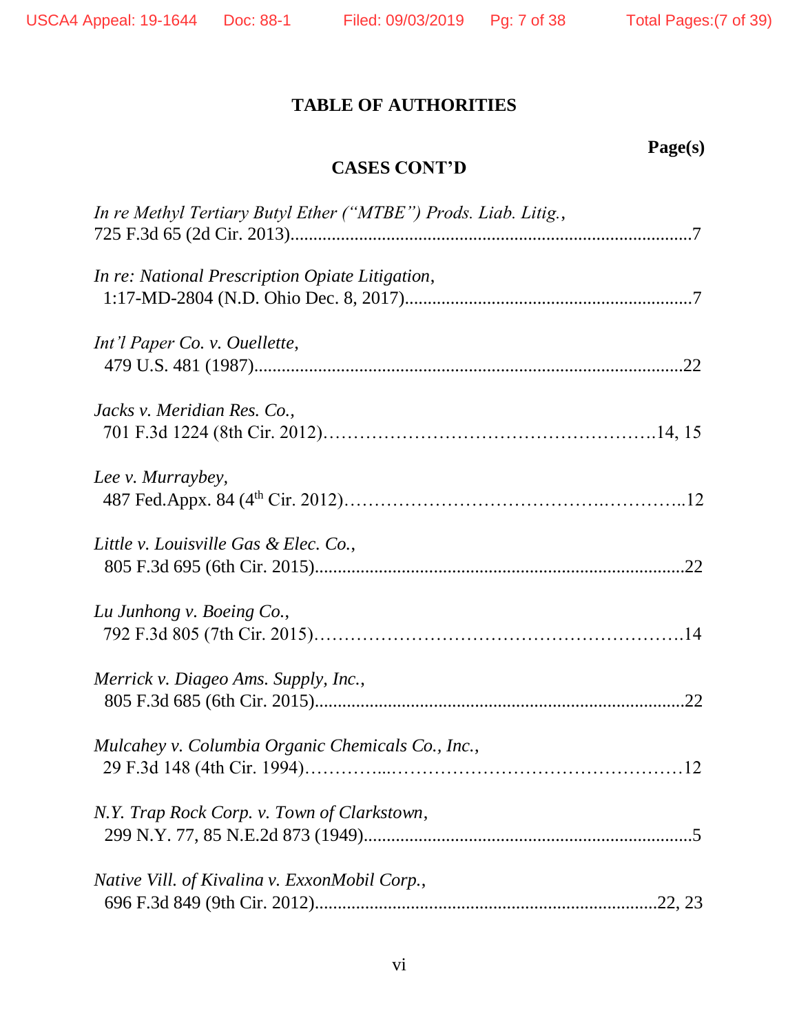## TABLE OF AUTHORITIES

**Page(s)**

### CASES CONT'D

*In re Methyl Tertiary Butyl Ether ("MTBE") Prods. Liab. Litig.*,
725 F.3d 65 (2d Cir. 2013)........................................................................................7

*In re: National Prescription Opiate Litigation*,
1:17-MD-2804 (N.D. Ohio Dec. 8, 2017).............................................................7

*Int'l Paper Co. v. Ouellette*,
479 U.S. 481 (1987)...............................................................................................22

*Jacks v. Meridian Res. Co.*,
701 F.3d 1224 (8th Cir. 2012)……………………………………………14, 15

*Lee v. Murraybey*,
487 Fed.Appx. 84 (4th Cir. 2012)……………………………………..………..12

*Little v. Louisville Gas & Elec. Co.*,
805 F.3d 695 (6th Cir. 2015).................................................................................22

*Lu Junhong v. Boeing Co.*,
792 F.3d 805 (7th Cir. 2015)……………………………………………………14

*Merrick v. Diageo Ams. Supply, Inc.*,
805 F.3d 685 (6th Cir. 2015).................................................................................22

*Mulcahey v. Columbia Organic Chemicals Co., Inc.*,
29 F.3d 148 (4th Cir. 1994)…………...…………………………………………12

*N.Y. Trap Rock Corp. v. Town of Clarkstown*,
299 N.Y. 77, 85 N.E.2d 873 (1949)........................................................................5

*Native Vill. of Kivalina v. ExxonMobil Corp.*,
696 F.3d 849 (9th Cir. 2012)............................................................................22, 23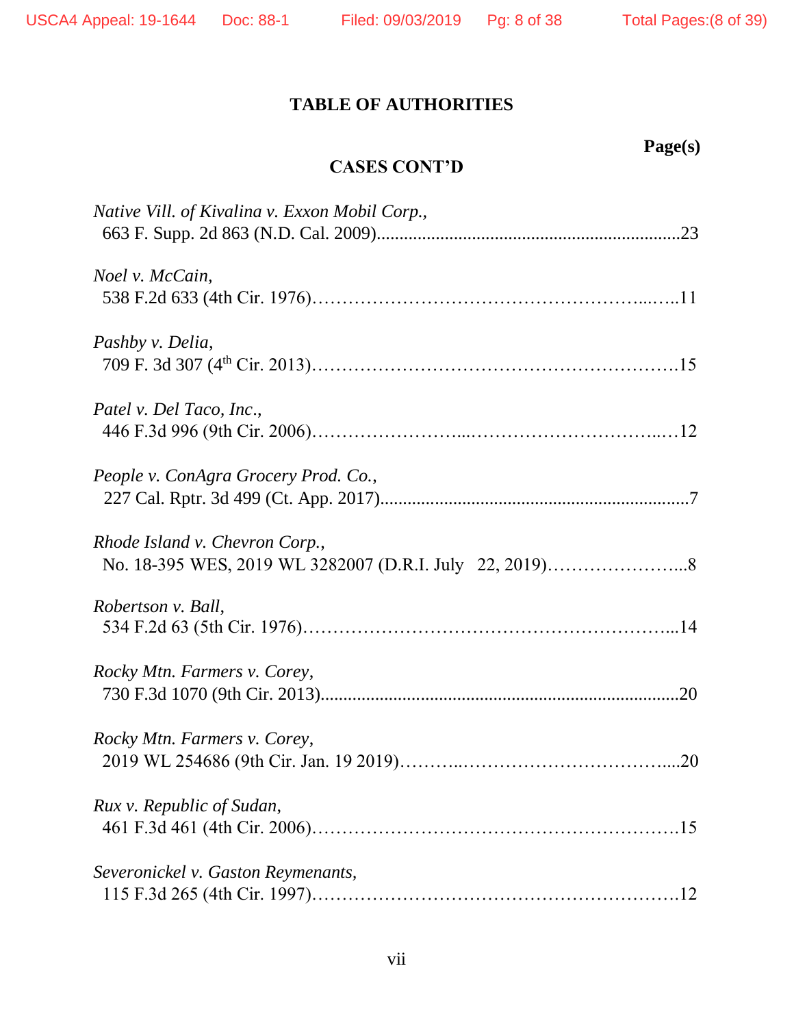## TABLE OF AUTHORITIES

**Page(s)**

### CASES CONT'D

*Native Vill. of Kivalina v. Exxon Mobil Corp.*,
663 F. Supp. 2d 863 (N.D. Cal. 2009)....................................................................23

*Noel v. McCain*,
538 F.2d 633 (4th Cir. 1976)………………………………………………...…..11

*Pashby v. Delia*,
709 F. 3d 307 (4th Cir. 2013)………………………………………………….15

*Patel v. Del Taco, Inc.*,
446 F.3d 996 (9th Cir. 2006)……………………...…………………………...…12

*People v. ConAgra Grocery Prod. Co.*,
227 Cal. Rptr. 3d 499 (Ct. App. 2017)....................................................................7

*Rhode Island v. Chevron Corp.*,
No. 18-395 WES, 2019 WL 3282007 (D.R.I. July 22, 2019)…………………...8

*Robertson v. Ball*,
534 F.2d 63 (5th Cir. 1976)…………………………………………………...14

*Rocky Mtn. Farmers v. Corey*,
730 F.3d 1070 (9th Cir. 2013).............................................................................20

*Rocky Mtn. Farmers v. Corey*,
2019 WL 254686 (9th Cir. Jan. 19 2019)………..……………………………....20

*Rux v. Republic of Sudan*,
461 F.3d 461 (4th Cir. 2006)………………………………………………….15

*Severonickel v. Gaston Reymenants*,
115 F.3d 265 (4th Cir. 1997)………………………………………………….12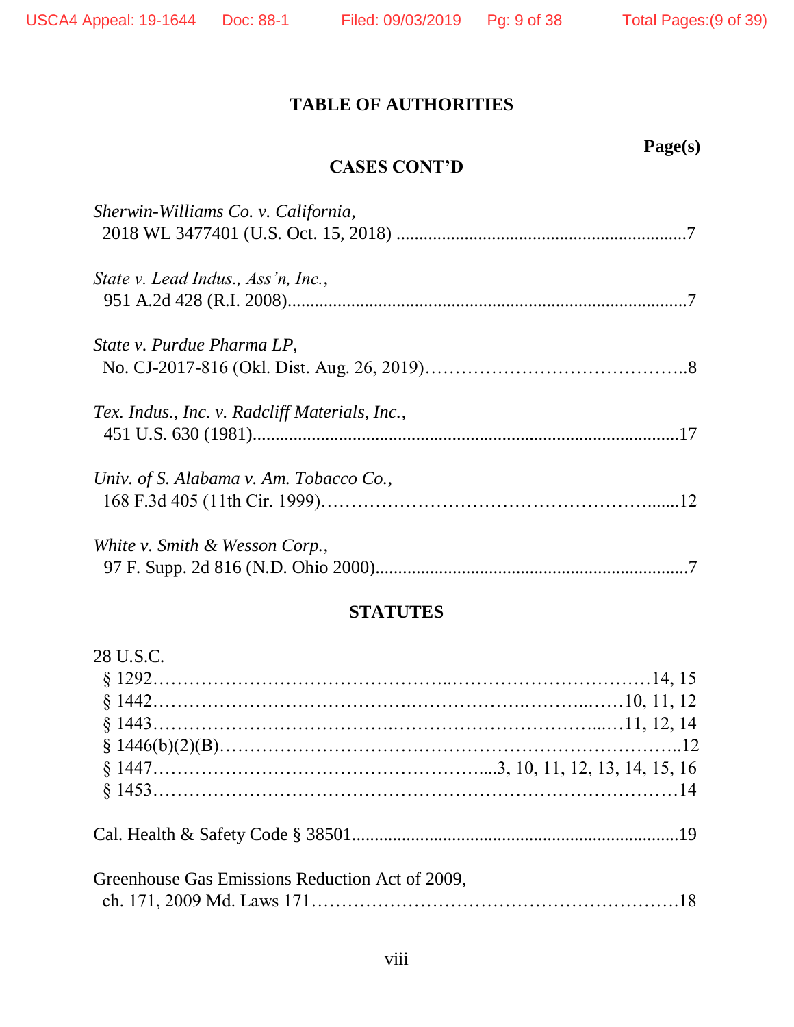## TABLE OF AUTHORITIES

**Page(s)**

### CASES CONT'D

*Sherwin-Williams Co. v. California*,
2018 WL 3477401 (U.S. Oct. 15, 2018) ................................................................7

*State v. Lead Indus., Ass'n, Inc.*,
951 A.2d 428 (R.I. 2008).........................................................................................7

*State v. Purdue Pharma LP*,
No. CJ-2017-816 (Okl. Dist. Aug. 26, 2019)……………………………………..8

*Tex. Indus., Inc. v. Radcliff Materials, Inc.*,
451 U.S. 630 (1981)...............................................................................................17

*Univ. of S. Alabama v. Am. Tobacco Co.*,
168 F.3d 405 (11th Cir. 1999)…………………………………………….......12

*White v. Smith & Wesson Corp.*,
97 F. Supp. 2d 816 (N.D. Ohio 2000).....................................................................7

### STATUTES

28 U.S.C.
§ 1292……………………………………..…………………………14, 15
§ 1442……………………………….…………….……….……10, 11, 12
§ 1443……………………………….…………………………....…11, 12, 14
§ 1446(b)(2)(B)…………………………………………………………..12
§ 1447……………………………………………....3, 10, 11, 12, 13, 14, 15, 16
§ 1453…………………………………………………………………………14

Cal. Health & Safety Code § 38501.......................................................................19

Greenhouse Gas Emissions Reduction Act of 2009,
ch. 171, 2009 Md. Laws 171…………………………………………………18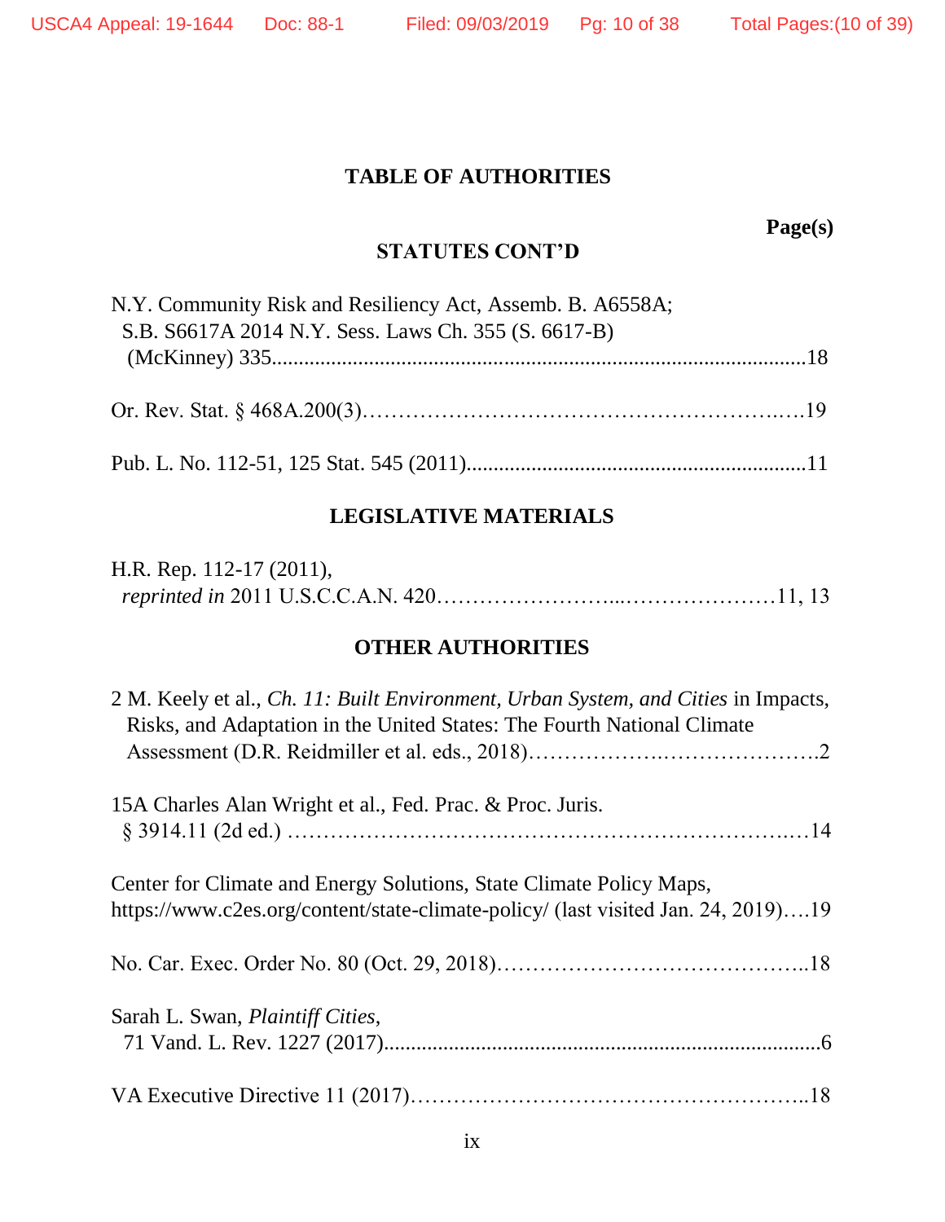## TABLE OF AUTHORITIES

**Page(s)**

### STATUTES CONT'D

N.Y. Community Risk and Resiliency Act, Assemb. B. A6558A; S.B. S6617A 2014 N.Y. Sess. Laws Ch. 355 (S. 6617-B) (McKinney) 335....................................................................................................18

Or. Rev. Stat. § 468A.200(3)……………………………………………….……19

Pub. L. No. 112-51, 125 Stat. 545 (2011)...............................................................11

### LEGISLATIVE MATERIALS

H.R. Rep. 112-17 (2011), *reprinted in* 2011 U.S.C.C.A.N. 420…………………...…………………11, 13

### OTHER AUTHORITIES

2 M. Keely et al., *Ch. 11: Built Environment, Urban System, and Cities* in Impacts, Risks, and Adaptation in the United States: The Fourth National Climate Assessment (D.R. Reidmiller et al. eds., 2018)………………….………………….2

15A Charles Alan Wright et al., Fed. Prac. & Proc. Juris. § 3914.11 (2d ed.) ………………………………………………………….…14

Center for Climate and Energy Solutions, State Climate Policy Maps, https://www.c2es.org/content/state-climate-policy/ (last visited Jan. 24, 2019)….19

No. Car. Exec. Order No. 80 (Oct. 29, 2018)…………………………………..18

Sarah L. Swan, *Plaintiff Cities*, 71 Vand. L. Rev. 1227 (2017)................................................................................6

VA Executive Directive 11 (2017)……………………………………………..18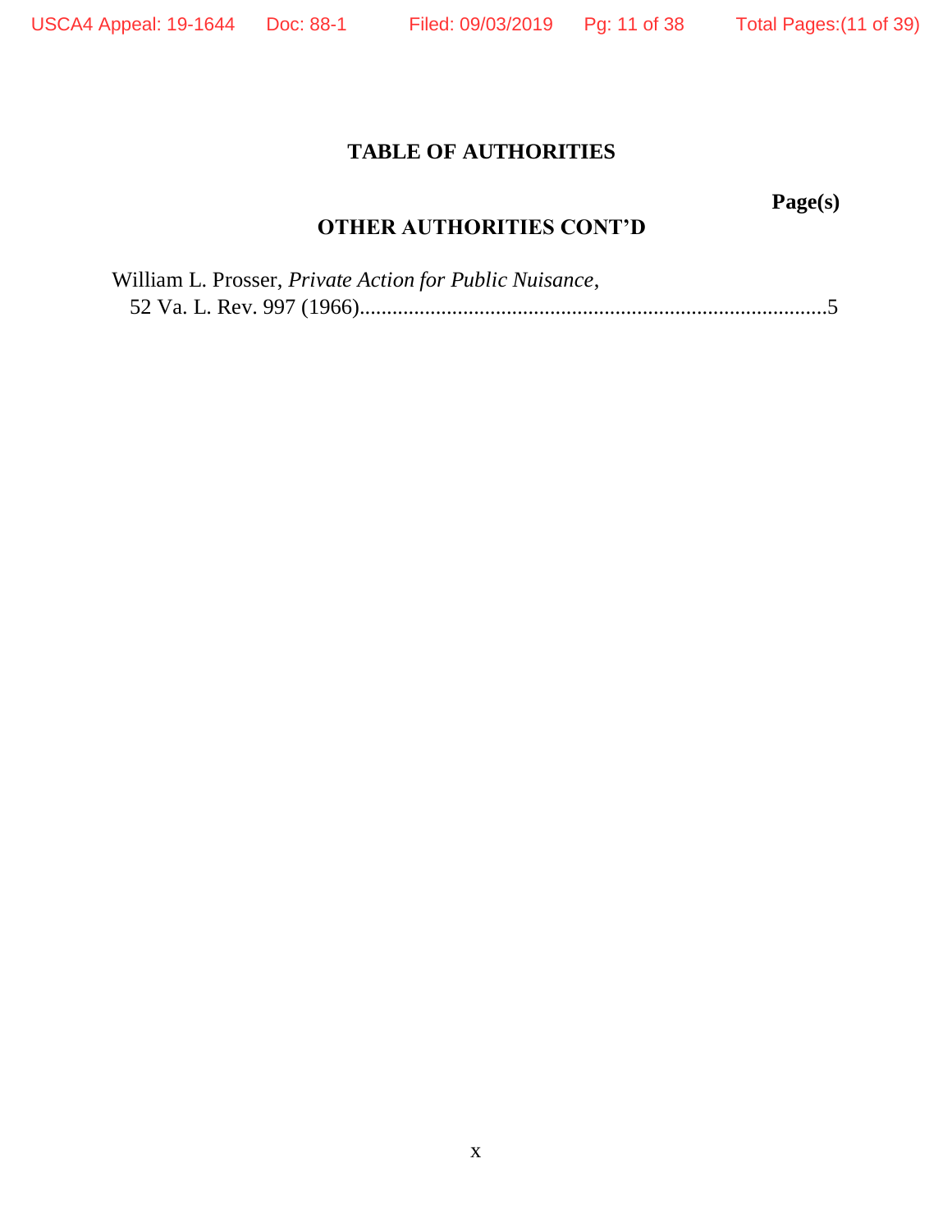## TABLE OF AUTHORITIES

**Page(s)**

### OTHER AUTHORITIES CONT'D

William L. Prosser, *Private Action for Public Nuisance*,
52 Va. L. Rev. 997 (1966)....................................................................................5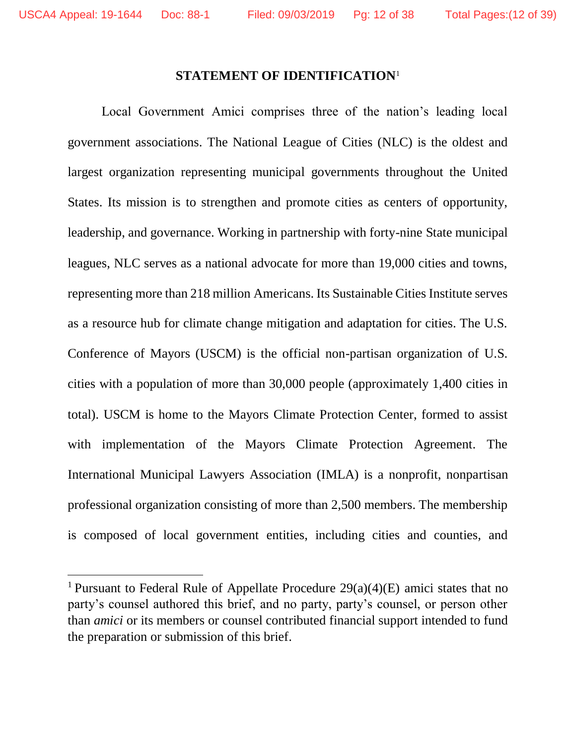## STATEMENT OF IDENTIFICATION[1]

Local Government Amici comprises three of the nation's leading local government associations. The National League of Cities (NLC) is the oldest and largest organization representing municipal governments throughout the United States. Its mission is to strengthen and promote cities as centers of opportunity, leadership, and governance. Working in partnership with forty-nine State municipal leagues, NLC serves as a national advocate for more than 19,000 cities and towns, representing more than 218 million Americans. Its Sustainable Cities Institute serves as a resource hub for climate change mitigation and adaptation for cities. The U.S. Conference of Mayors (USCM) is the official non-partisan organization of U.S. cities with a population of more than 30,000 people (approximately 1,400 cities in total). USCM is home to the Mayors Climate Protection Center, formed to assist with implementation of the Mayors Climate Protection Agreement. The International Municipal Lawyers Association (IMLA) is a nonprofit, nonpartisan professional organization consisting of more than 2,500 members. The membership is composed of local government entities, including cities and counties, and

---

[1] Pursuant to Federal Rule of Appellate Procedure 29(a)(4)(E) amici states that no party's counsel authored this brief, and no party, party's counsel, or person other than *amici* or its members or counsel contributed financial support intended to fund the preparation or submission of this brief.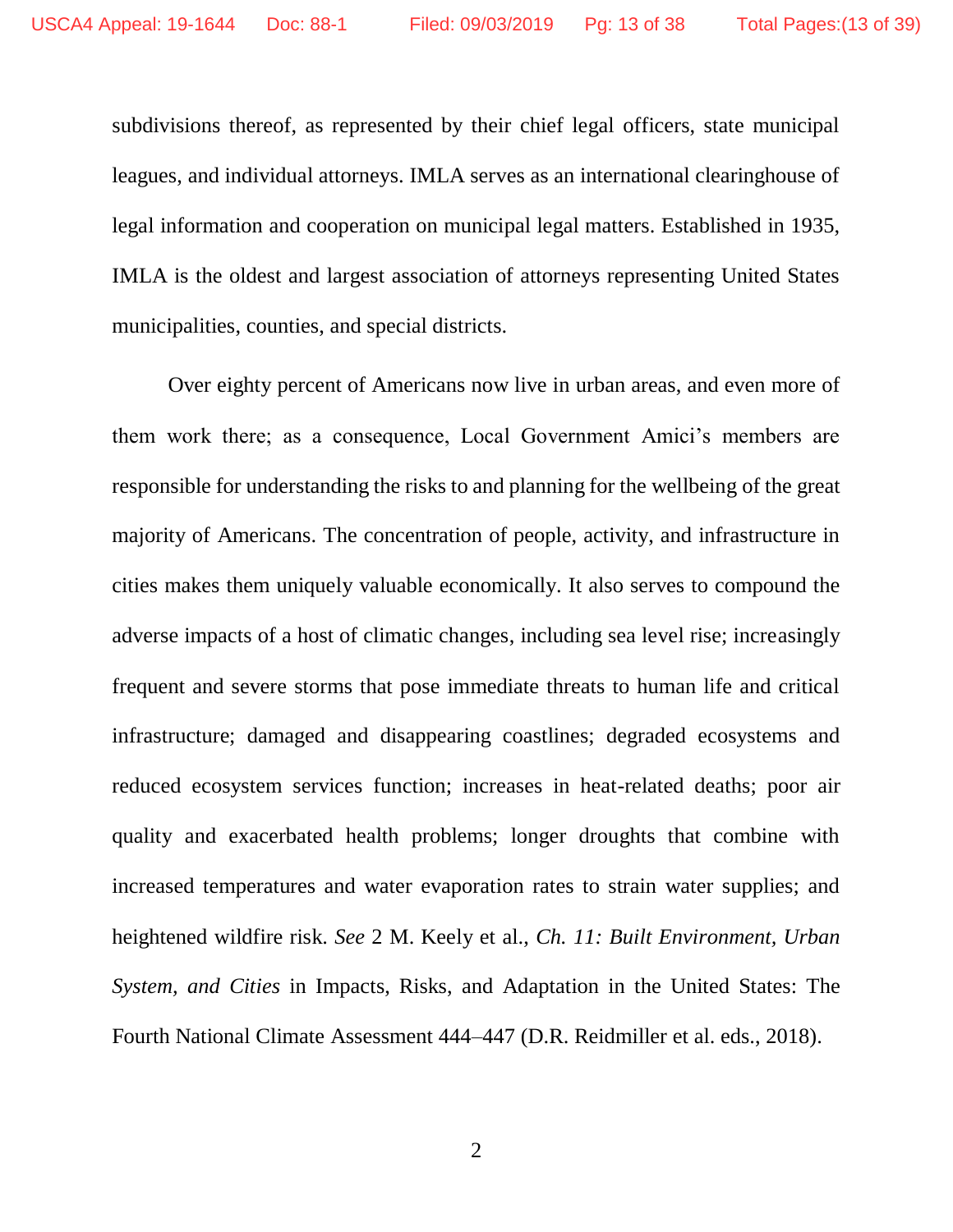subdivisions thereof, as represented by their chief legal officers, state municipal leagues, and individual attorneys. IMLA serves as an international clearinghouse of legal information and cooperation on municipal legal matters. Established in 1935, IMLA is the oldest and largest association of attorneys representing United States municipalities, counties, and special districts.

Over eighty percent of Americans now live in urban areas, and even more of them work there; as a consequence, Local Government Amici's members are responsible for understanding the risks to and planning for the wellbeing of the great majority of Americans. The concentration of people, activity, and infrastructure in cities makes them uniquely valuable economically. It also serves to compound the adverse impacts of a host of climatic changes, including sea level rise; increasingly frequent and severe storms that pose immediate threats to human life and critical infrastructure; damaged and disappearing coastlines; degraded ecosystems and reduced ecosystem services function; increases in heat-related deaths; poor air quality and exacerbated health problems; longer droughts that combine with increased temperatures and water evaporation rates to strain water supplies; and heightened wildfire risk. *See* 2 M. Keely et al., *Ch. 11: Built Environment, Urban System, and Cities* in Impacts, Risks, and Adaptation in the United States: The Fourth National Climate Assessment 444–447 (D.R. Reidmiller et al. eds., 2018).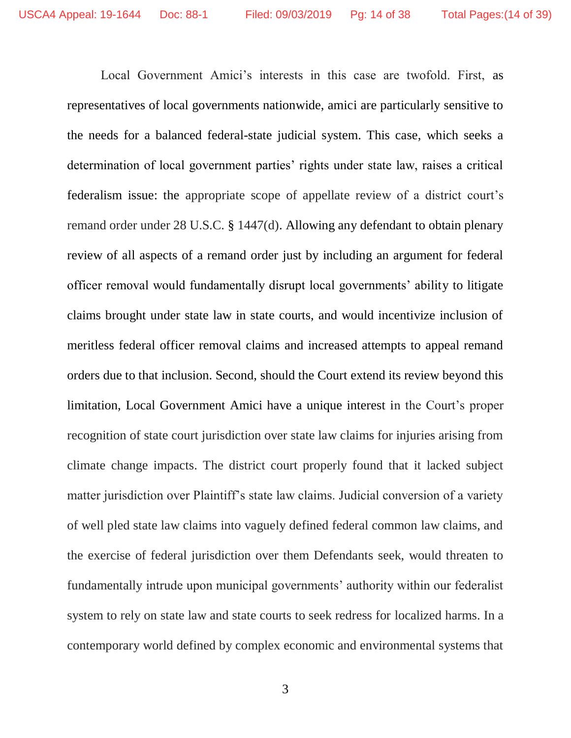Local Government Amici's interests in this case are twofold. First, as representatives of local governments nationwide, amici are particularly sensitive to the needs for a balanced federal-state judicial system. This case, which seeks a determination of local government parties' rights under state law, raises a critical federalism issue: the appropriate scope of appellate review of a district court's remand order under 28 U.S.C. § 1447(d). Allowing any defendant to obtain plenary review of all aspects of a remand order just by including an argument for federal officer removal would fundamentally disrupt local governments' ability to litigate claims brought under state law in state courts, and would incentivize inclusion of meritless federal officer removal claims and increased attempts to appeal remand orders due to that inclusion. Second, should the Court extend its review beyond this limitation, Local Government Amici have a unique interest in the Court's proper recognition of state court jurisdiction over state law claims for injuries arising from climate change impacts. The district court properly found that it lacked subject matter jurisdiction over Plaintiff's state law claims. Judicial conversion of a variety of well pled state law claims into vaguely defined federal common law claims, and the exercise of federal jurisdiction over them Defendants seek, would threaten to fundamentally intrude upon municipal governments' authority within our federalist system to rely on state law and state courts to seek redress for localized harms. In a contemporary world defined by complex economic and environmental systems that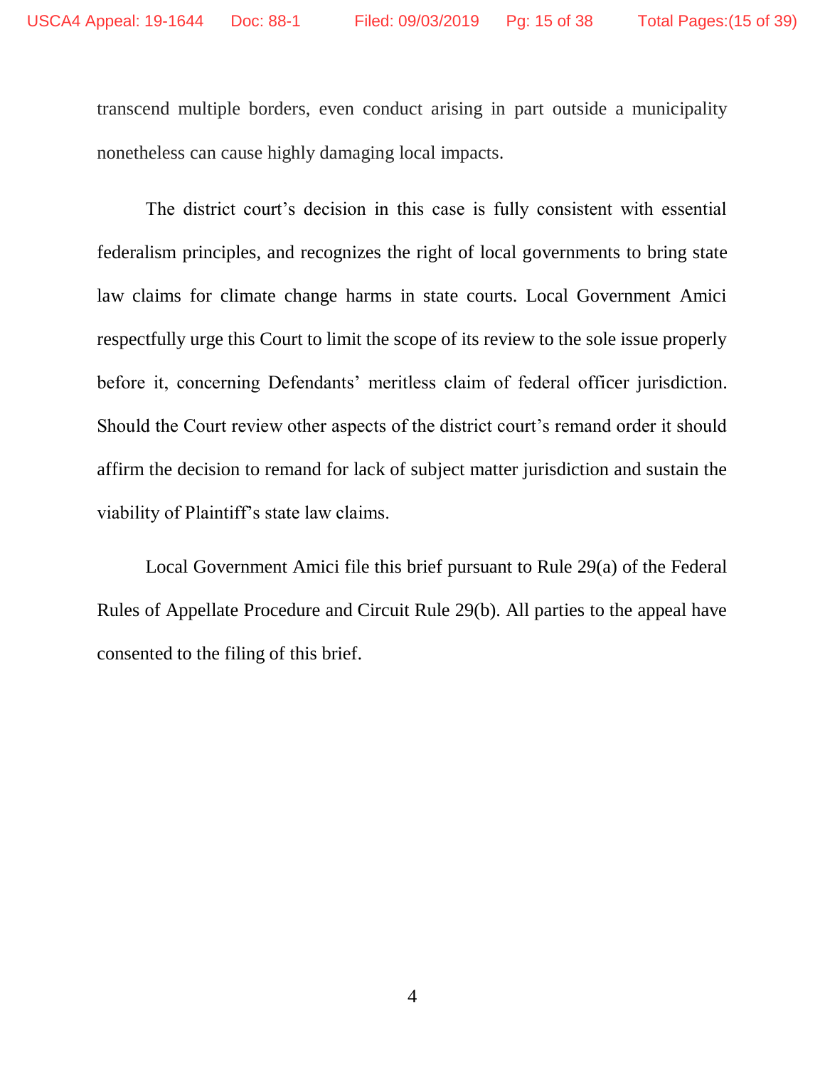transcend multiple borders, even conduct arising in part outside a municipality nonetheless can cause highly damaging local impacts.

The district court's decision in this case is fully consistent with essential federalism principles, and recognizes the right of local governments to bring state law claims for climate change harms in state courts. Local Government Amici respectfully urge this Court to limit the scope of its review to the sole issue properly before it, concerning Defendants' meritless claim of federal officer jurisdiction. Should the Court review other aspects of the district court's remand order it should affirm the decision to remand for lack of subject matter jurisdiction and sustain the viability of Plaintiff's state law claims.

Local Government Amici file this brief pursuant to Rule 29(a) of the Federal Rules of Appellate Procedure and Circuit Rule 29(b). All parties to the appeal have consented to the filing of this brief.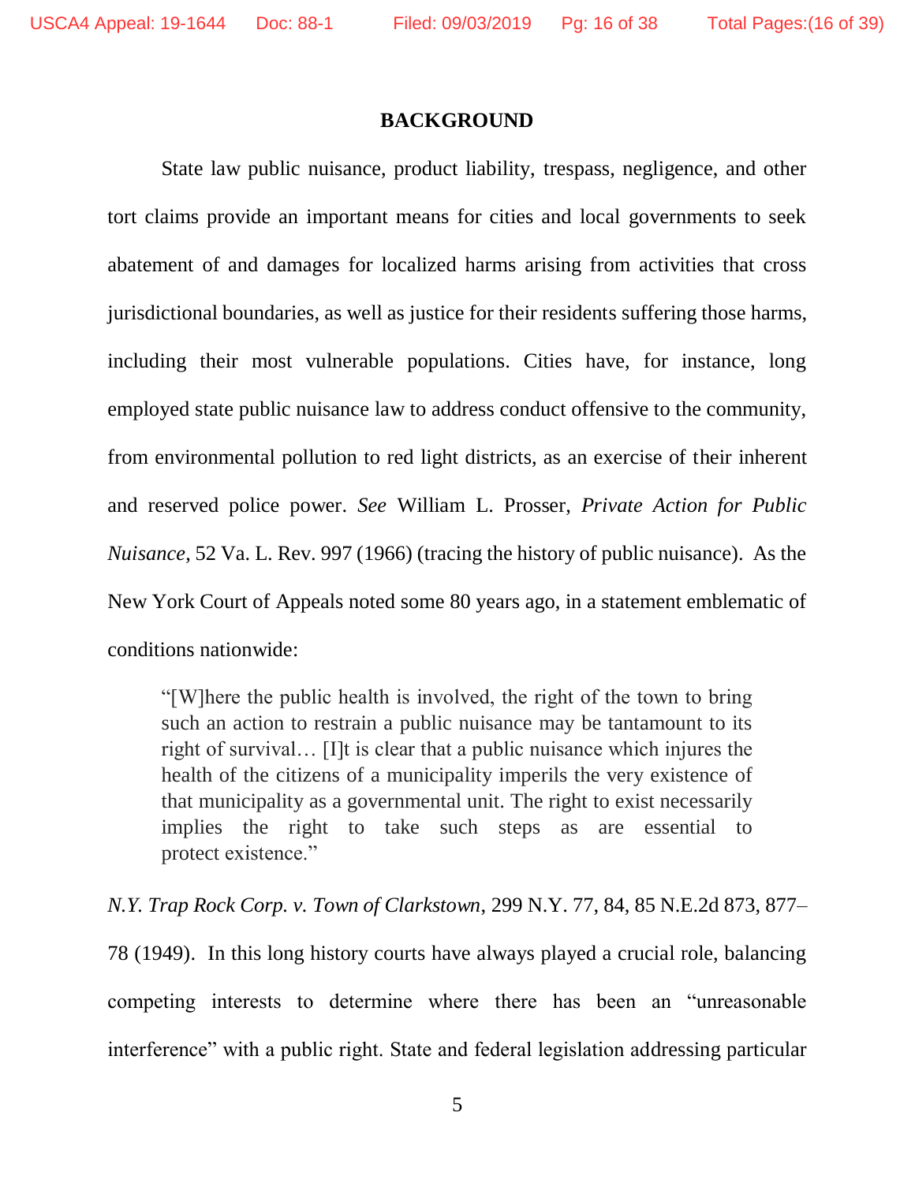## BACKGROUND

State law public nuisance, product liability, trespass, negligence, and other tort claims provide an important means for cities and local governments to seek abatement of and damages for localized harms arising from activities that cross jurisdictional boundaries, as well as justice for their residents suffering those harms, including their most vulnerable populations. Cities have, for instance, long employed state public nuisance law to address conduct offensive to the community, from environmental pollution to red light districts, as an exercise of their inherent and reserved police power. *See* William L. Prosser, *Private Action for Public Nuisance*, 52 Va. L. Rev. 997 (1966) (tracing the history of public nuisance). As the New York Court of Appeals noted some 80 years ago, in a statement emblematic of conditions nationwide:

> "[W]here the public health is involved, the right of the town to bring such an action to restrain a public nuisance may be tantamount to its right of survival… [I]t is clear that a public nuisance which injures the health of the citizens of a municipality imperils the very existence of that municipality as a governmental unit. The right to exist necessarily implies the right to take such steps as are essential to protect existence."

*N.Y. Trap Rock Corp. v. Town of Clarkstown*, 299 N.Y. 77, 84, 85 N.E.2d 873, 877–78 (1949). In this long history courts have always played a crucial role, balancing competing interests to determine where there has been an "unreasonable interference" with a public right. State and federal legislation addressing particular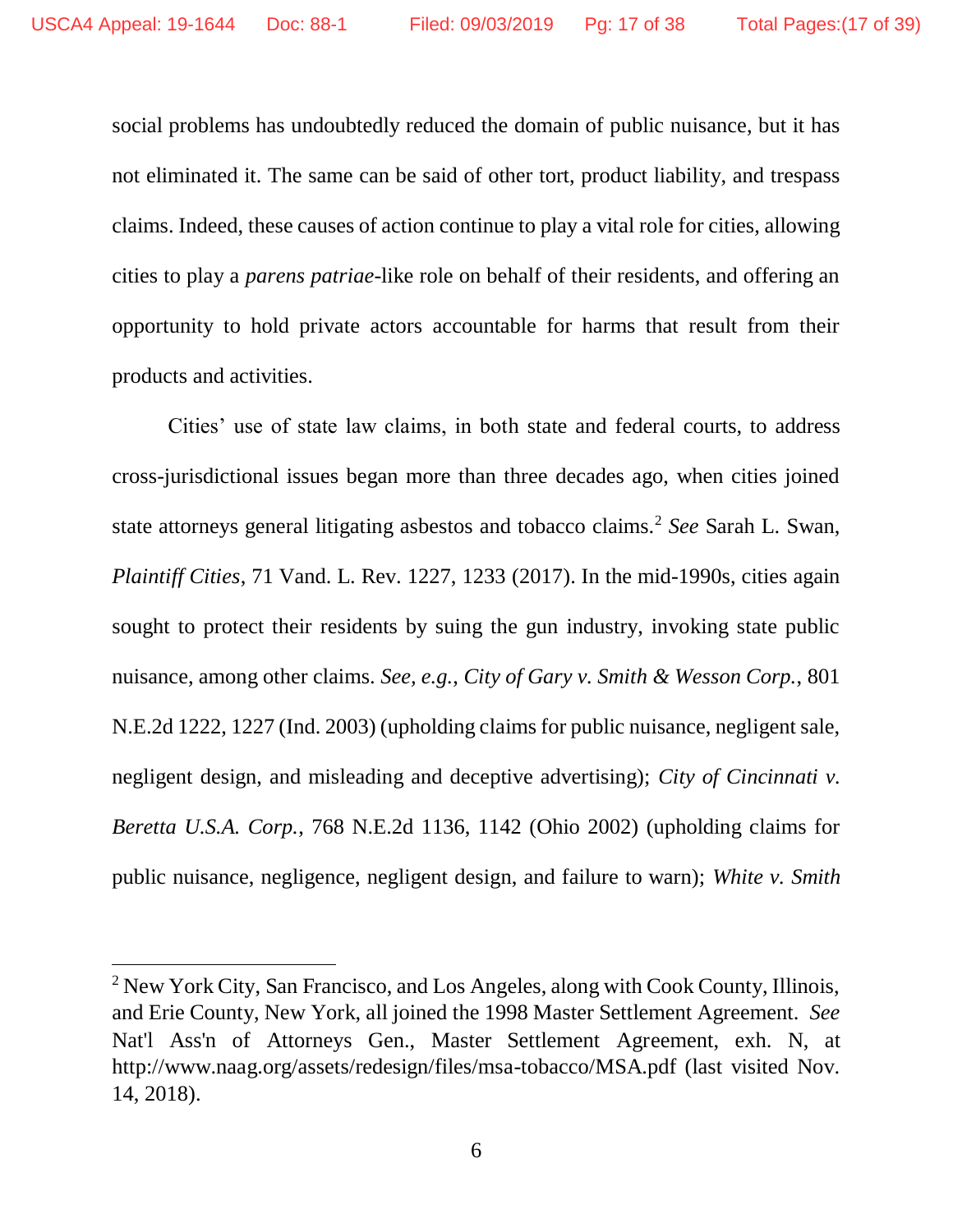social problems has undoubtedly reduced the domain of public nuisance, but it has not eliminated it. The same can be said of other tort, product liability, and trespass claims. Indeed, these causes of action continue to play a vital role for cities, allowing cities to play a *parens patriae*-like role on behalf of their residents, and offering an opportunity to hold private actors accountable for harms that result from their products and activities.

Cities' use of state law claims, in both state and federal courts, to address cross-jurisdictional issues began more than three decades ago, when cities joined state attorneys general litigating asbestos and tobacco claims.[2] *See* Sarah L. Swan, *Plaintiff Cities*, 71 Vand. L. Rev. 1227, 1233 (2017). In the mid-1990s, cities again sought to protect their residents by suing the gun industry, invoking state public nuisance, among other claims. *See, e.g.*, *City of Gary v. Smith & Wesson Corp.*, 801 N.E.2d 1222, 1227 (Ind. 2003) (upholding claims for public nuisance, negligent sale, negligent design, and misleading and deceptive advertising); *City of Cincinnati v. Beretta U.S.A. Corp.*, 768 N.E.2d 1136, 1142 (Ohio 2002) (upholding claims for public nuisance, negligence, negligent design, and failure to warn); *White v. Smith*

---

[2] New York City, San Francisco, and Los Angeles, along with Cook County, Illinois, and Erie County, New York, all joined the 1998 Master Settlement Agreement. *See* Nat'l Ass'n of Attorneys Gen., Master Settlement Agreement, exh. N, at http://www.naag.org/assets/redesign/files/msa-tobacco/MSA.pdf (last visited Nov. 14, 2018).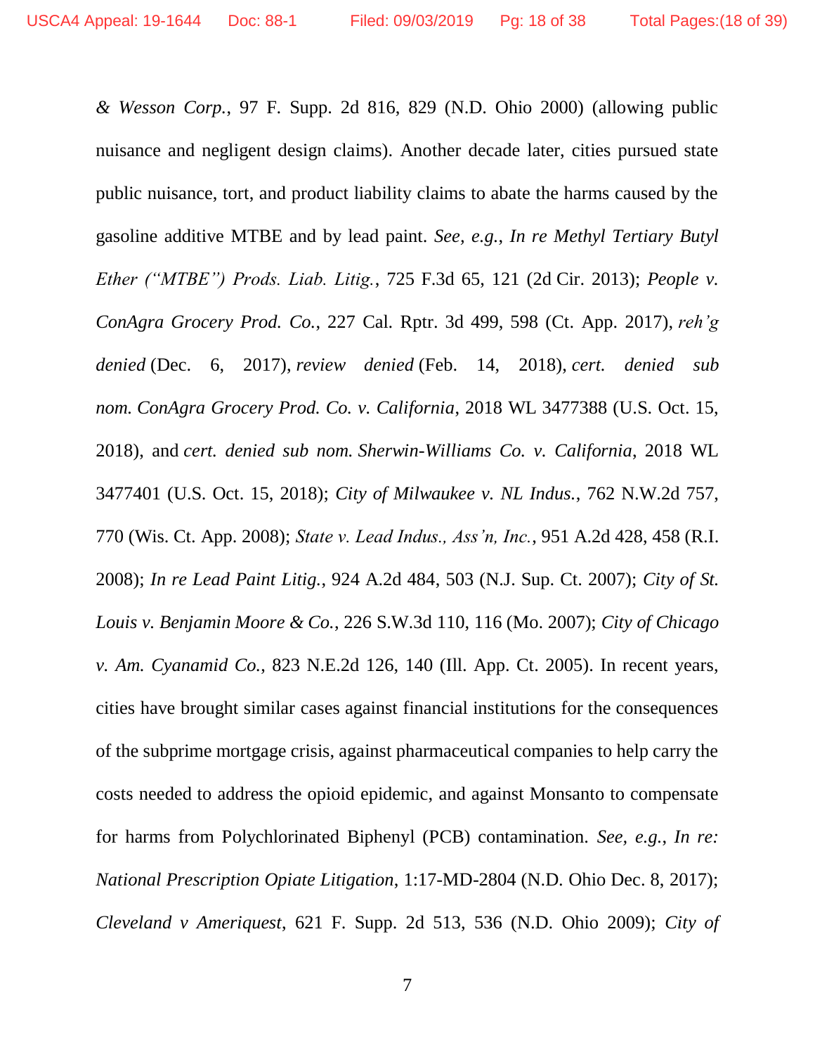*& Wesson Corp.*, 97 F. Supp. 2d 816, 829 (N.D. Ohio 2000) (allowing public nuisance and negligent design claims). Another decade later, cities pursued state public nuisance, tort, and product liability claims to abate the harms caused by the gasoline additive MTBE and by lead paint. *See, e.g.*, *In re Methyl Tertiary Butyl Ether ("MTBE") Prods. Liab. Litig.*, 725 F.3d 65, 121 (2d Cir. 2013); *People v. ConAgra Grocery Prod. Co.*, 227 Cal. Rptr. 3d 499, 598 (Ct. App. 2017), *reh'g denied* (Dec. 6, 2017), *review denied* (Feb. 14, 2018), *cert. denied sub nom. ConAgra Grocery Prod. Co. v. California*, 2018 WL 3477388 (U.S. Oct. 15, 2018), and *cert. denied sub nom. Sherwin-Williams Co. v. California*, 2018 WL 3477401 (U.S. Oct. 15, 2018); *City of Milwaukee v. NL Indus.*, 762 N.W.2d 757, 770 (Wis. Ct. App. 2008); *State v. Lead Indus., Ass'n, Inc.*, 951 A.2d 428, 458 (R.I. 2008); *In re Lead Paint Litig.*, 924 A.2d 484, 503 (N.J. Sup. Ct. 2007); *City of St. Louis v. Benjamin Moore & Co.*, 226 S.W.3d 110, 116 (Mo. 2007); *City of Chicago v. Am. Cyanamid Co.*, 823 N.E.2d 126, 140 (Ill. App. Ct. 2005). In recent years, cities have brought similar cases against financial institutions for the consequences of the subprime mortgage crisis, against pharmaceutical companies to help carry the costs needed to address the opioid epidemic, and against Monsanto to compensate for harms from Polychlorinated Biphenyl (PCB) contamination. *See, e.g.*, *In re: National Prescription Opiate Litigation*, 1:17-MD-2804 (N.D. Ohio Dec. 8, 2017); *Cleveland v Ameriquest*, 621 F. Supp. 2d 513, 536 (N.D. Ohio 2009); *City of*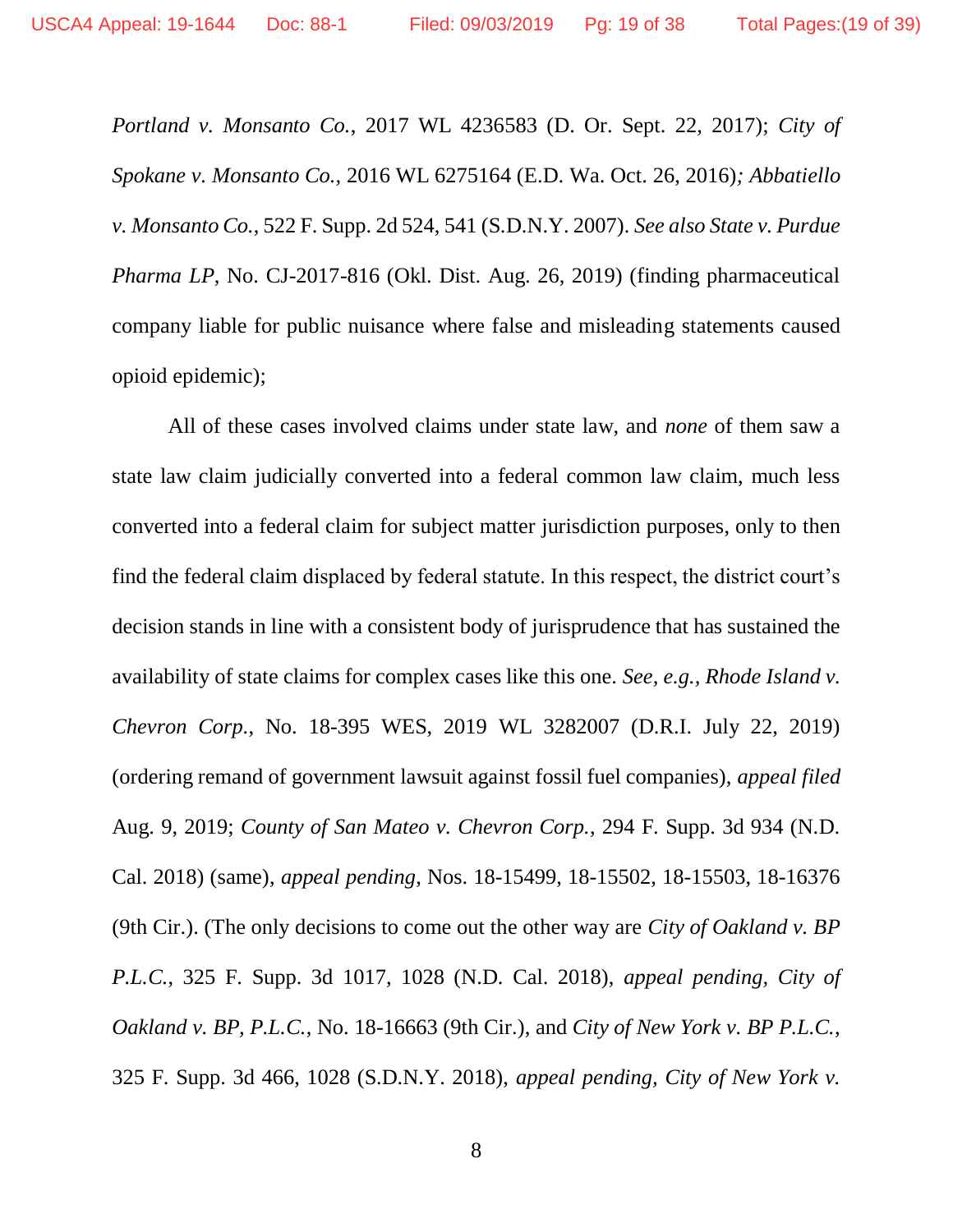*Portland v. Monsanto Co.*, 2017 WL 4236583 (D. Or. Sept. 22, 2017); *City of Spokane v. Monsanto Co.*, 2016 WL 6275164 (E.D. Wa. Oct. 26, 2016)*; Abbatiello v. Monsanto Co.*, 522 F. Supp. 2d 524, 541 (S.D.N.Y. 2007). *See also State v. Purdue Pharma LP*, No. CJ-2017-816 (Okl. Dist. Aug. 26, 2019) (finding pharmaceutical company liable for public nuisance where false and misleading statements caused opioid epidemic);

All of these cases involved claims under state law, and *none* of them saw a state law claim judicially converted into a federal common law claim, much less converted into a federal claim for subject matter jurisdiction purposes, only to then find the federal claim displaced by federal statute. In this respect, the district court's decision stands in line with a consistent body of jurisprudence that has sustained the availability of state claims for complex cases like this one. *See, e.g., Rhode Island v. Chevron Corp.*, No. 18-395 WES, 2019 WL 3282007 (D.R.I. July 22, 2019) (ordering remand of government lawsuit against fossil fuel companies), *appeal filed* Aug. 9, 2019; *County of San Mateo v. Chevron Corp.*, 294 F. Supp. 3d 934 (N.D. Cal. 2018) (same), *appeal pending*, Nos. 18-15499, 18-15502, 18-15503, 18-16376 (9th Cir.). (The only decisions to come out the other way are *City of Oakland v. BP P.L.C.*, 325 F. Supp. 3d 1017, 1028 (N.D. Cal. 2018), *appeal pending*, *City of Oakland v. BP, P.L.C.*, No. 18-16663 (9th Cir.), and *City of New York v. BP P.L.C.*, 325 F. Supp. 3d 466, 1028 (S.D.N.Y. 2018), *appeal pending*, *City of New York v.*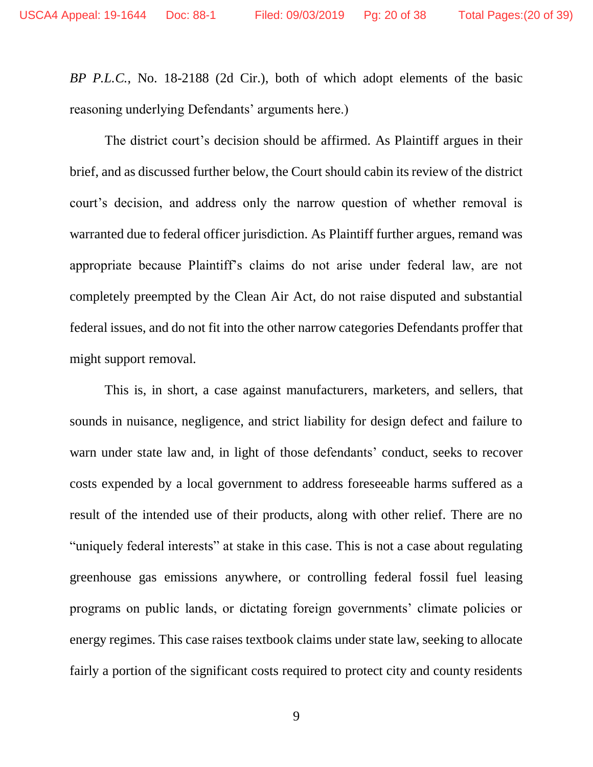*BP P.L.C.*, No. 18-2188 (2d Cir.), both of which adopt elements of the basic reasoning underlying Defendants' arguments here.)

The district court's decision should be affirmed. As Plaintiff argues in their brief, and as discussed further below, the Court should cabin its review of the district court's decision, and address only the narrow question of whether removal is warranted due to federal officer jurisdiction. As Plaintiff further argues, remand was appropriate because Plaintiff's claims do not arise under federal law, are not completely preempted by the Clean Air Act, do not raise disputed and substantial federal issues, and do not fit into the other narrow categories Defendants proffer that might support removal.

This is, in short, a case against manufacturers, marketers, and sellers, that sounds in nuisance, negligence, and strict liability for design defect and failure to warn under state law and, in light of those defendants' conduct, seeks to recover costs expended by a local government to address foreseeable harms suffered as a result of the intended use of their products, along with other relief. There are no "uniquely federal interests" at stake in this case. This is not a case about regulating greenhouse gas emissions anywhere, or controlling federal fossil fuel leasing programs on public lands, or dictating foreign governments' climate policies or energy regimes. This case raises textbook claims under state law, seeking to allocate fairly a portion of the significant costs required to protect city and county residents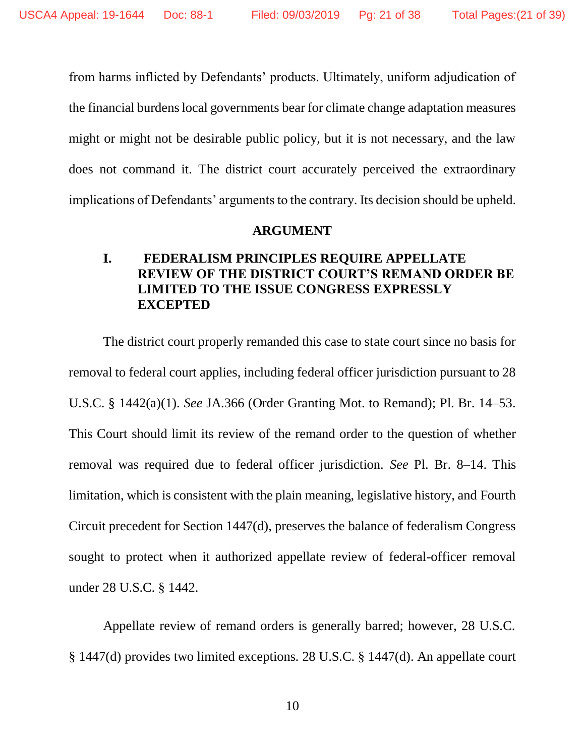from harms inflicted by Defendants' products. Ultimately, uniform adjudication of the financial burdens local governments bear for climate change adaptation measures might or might not be desirable public policy, but it is not necessary, and the law does not command it. The district court accurately perceived the extraordinary implications of Defendants' arguments to the contrary. Its decision should be upheld.

## ARGUMENT

### I. FEDERALISM PRINCIPLES REQUIRE APPELLATE REVIEW OF THE DISTRICT COURT'S REMAND ORDER BE LIMITED TO THE ISSUE CONGRESS EXPRESSLY EXCEPTED

The district court properly remanded this case to state court since no basis for removal to federal court applies, including federal officer jurisdiction pursuant to 28 U.S.C. § 1442(a)(1). *See* JA.366 (Order Granting Mot. to Remand); Pl. Br. 14–53. This Court should limit its review of the remand order to the question of whether removal was required due to federal officer jurisdiction. *See* Pl. Br. 8–14. This limitation, which is consistent with the plain meaning, legislative history, and Fourth Circuit precedent for Section 1447(d), preserves the balance of federalism Congress sought to protect when it authorized appellate review of federal-officer removal under 28 U.S.C. § 1442.

Appellate review of remand orders is generally barred; however, 28 U.S.C. § 1447(d) provides two limited exceptions. 28 U.S.C. § 1447(d). An appellate court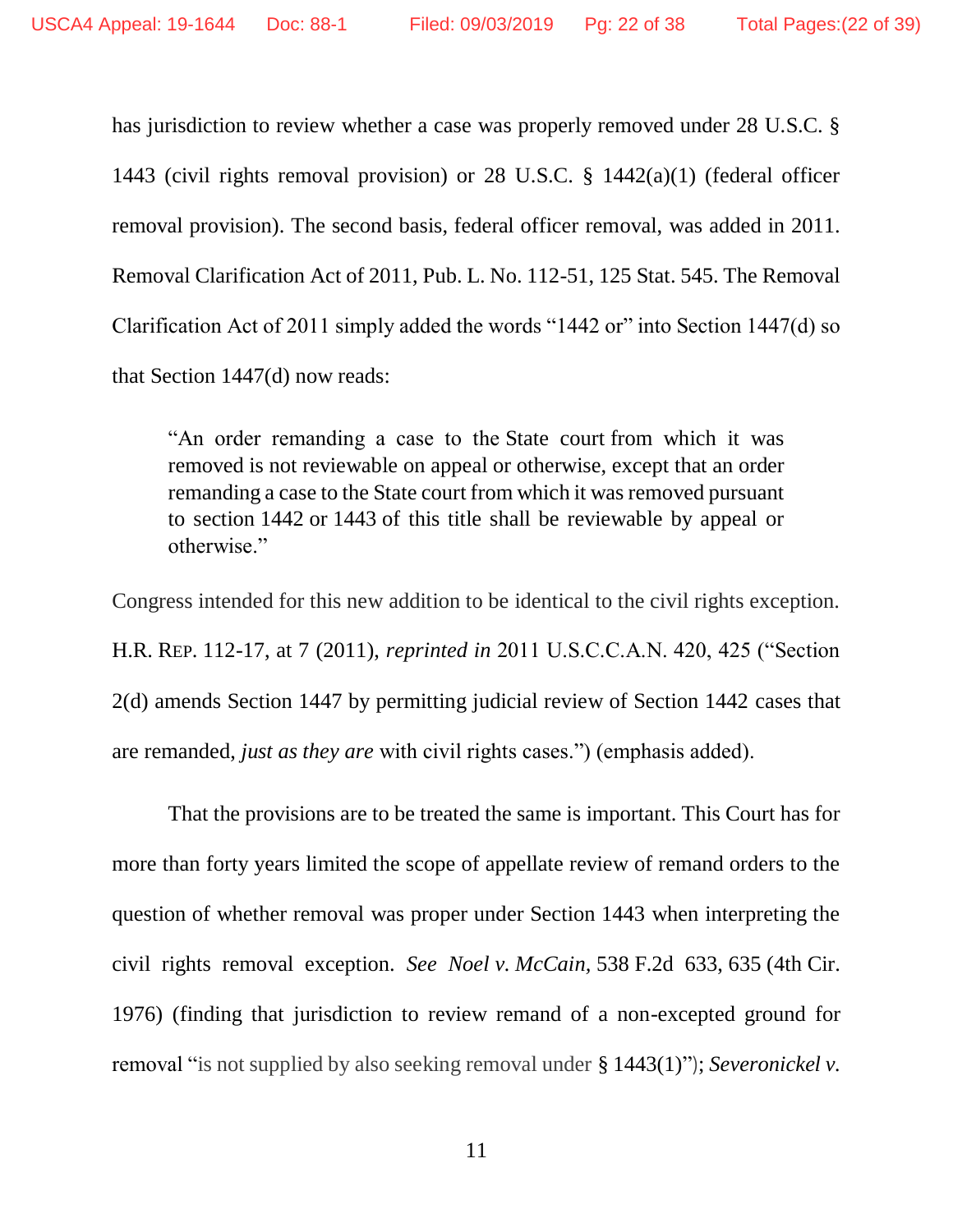has jurisdiction to review whether a case was properly removed under 28 U.S.C. § 1443 (civil rights removal provision) or 28 U.S.C. § 1442(a)(1) (federal officer removal provision). The second basis, federal officer removal, was added in 2011. Removal Clarification Act of 2011, Pub. L. No. 112-51, 125 Stat. 545. The Removal Clarification Act of 2011 simply added the words "1442 or" into Section 1447(d) so that Section 1447(d) now reads:

> "An order remanding a case to the State court from which it was removed is not reviewable on appeal or otherwise, except that an order remanding a case to the State court from which it was removed pursuant to section 1442 or 1443 of this title shall be reviewable by appeal or otherwise."

Congress intended for this new addition to be identical to the civil rights exception. H.R. REP. 112-17, at 7 (2011), *reprinted in* 2011 U.S.C.C.A.N. 420, 425 ("Section 2(d) amends Section 1447 by permitting judicial review of Section 1442 cases that are remanded, *just as they are* with civil rights cases.") (emphasis added).

That the provisions are to be treated the same is important. This Court has for more than forty years limited the scope of appellate review of remand orders to the question of whether removal was proper under Section 1443 when interpreting the civil rights removal exception. *See Noel v. McCain*, 538 F.2d 633, 635 (4th Cir. 1976) (finding that jurisdiction to review remand of a non-excepted ground for removal "is not supplied by also seeking removal under § 1443(1)"); *Severonickel v.*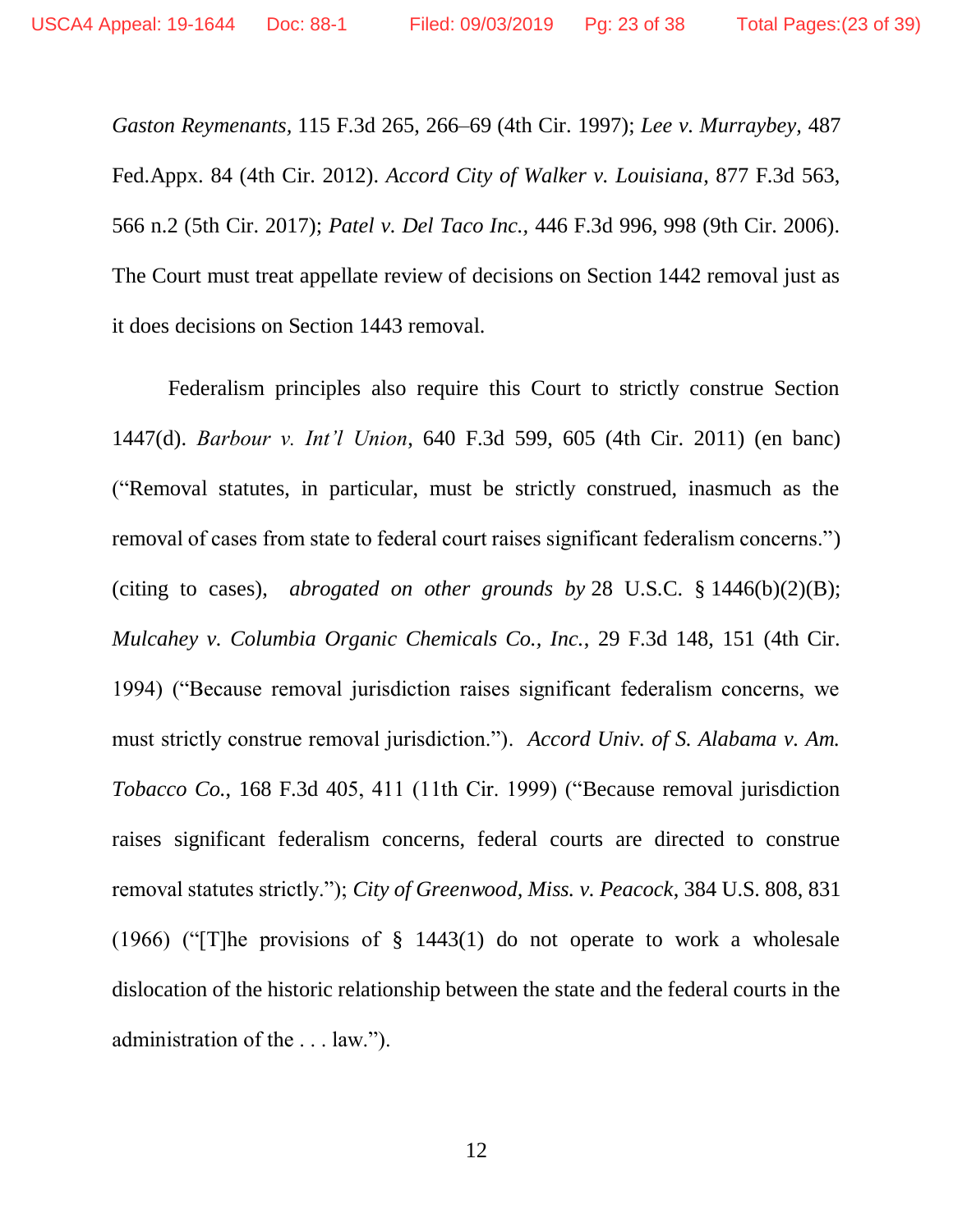*Gaston Reymenants*, 115 F.3d 265, 266–69 (4th Cir. 1997); *Lee v. Murraybey*, 487 Fed.Appx. 84 (4th Cir. 2012). *Accord City of Walker v. Louisiana*, 877 F.3d 563, 566 n.2 (5th Cir. 2017); *Patel v. Del Taco Inc.*, 446 F.3d 996, 998 (9th Cir. 2006). The Court must treat appellate review of decisions on Section 1442 removal just as it does decisions on Section 1443 removal.

Federalism principles also require this Court to strictly construe Section 1447(d). *Barbour v. Int'l Union*, 640 F.3d 599, 605 (4th Cir. 2011) (en banc) ("Removal statutes, in particular, must be strictly construed, inasmuch as the removal of cases from state to federal court raises significant federalism concerns.") (citing to cases), *abrogated on other grounds by* 28 U.S.C. § 1446(b)(2)(B); *Mulcahey v. Columbia Organic Chemicals Co., Inc.*, 29 F.3d 148, 151 (4th Cir. 1994) ("Because removal jurisdiction raises significant federalism concerns, we must strictly construe removal jurisdiction."). *Accord Univ. of S. Alabama v. Am. Tobacco Co.*, 168 F.3d 405, 411 (11th Cir. 1999) ("Because removal jurisdiction raises significant federalism concerns, federal courts are directed to construe removal statutes strictly."); *City of Greenwood, Miss. v. Peacock*, 384 U.S. 808, 831 (1966) ("[T]he provisions of § 1443(1) do not operate to work a wholesale dislocation of the historic relationship between the state and the federal courts in the administration of the . . . law.").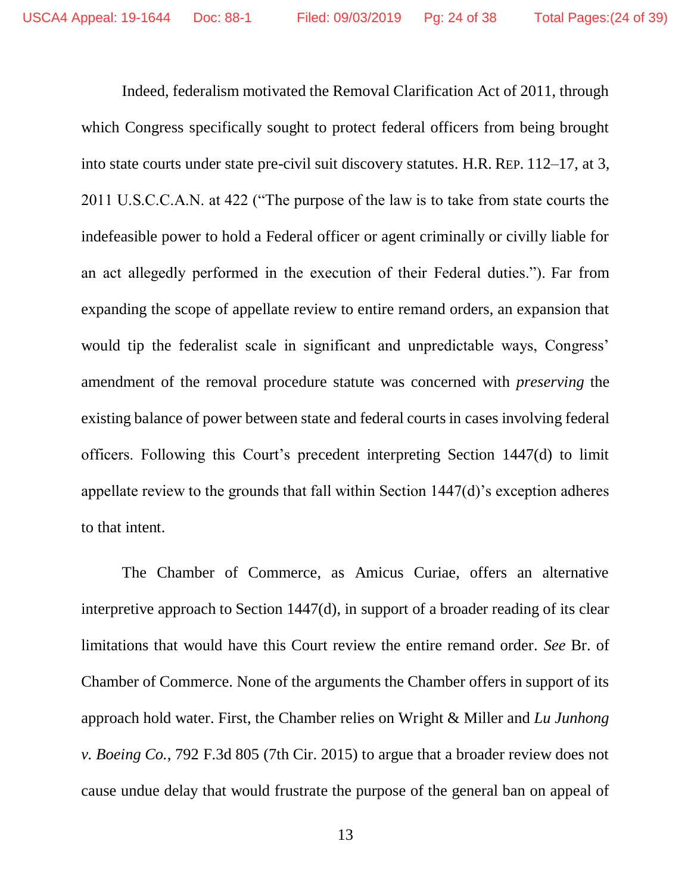Indeed, federalism motivated the Removal Clarification Act of 2011, through which Congress specifically sought to protect federal officers from being brought into state courts under state pre-civil suit discovery statutes. H.R. REP. 112–17, at 3, 2011 U.S.C.C.A.N. at 422 ("The purpose of the law is to take from state courts the indefeasible power to hold a Federal officer or agent criminally or civilly liable for an act allegedly performed in the execution of their Federal duties."). Far from expanding the scope of appellate review to entire remand orders, an expansion that would tip the federalist scale in significant and unpredictable ways, Congress' amendment of the removal procedure statute was concerned with *preserving* the existing balance of power between state and federal courts in cases involving federal officers. Following this Court's precedent interpreting Section 1447(d) to limit appellate review to the grounds that fall within Section 1447(d)'s exception adheres to that intent.

The Chamber of Commerce, as Amicus Curiae, offers an alternative interpretive approach to Section 1447(d), in support of a broader reading of its clear limitations that would have this Court review the entire remand order. *See* Br. of Chamber of Commerce. None of the arguments the Chamber offers in support of its approach hold water. First, the Chamber relies on Wright & Miller and *Lu Junhong v. Boeing Co.*, 792 F.3d 805 (7th Cir. 2015) to argue that a broader review does not cause undue delay that would frustrate the purpose of the general ban on appeal of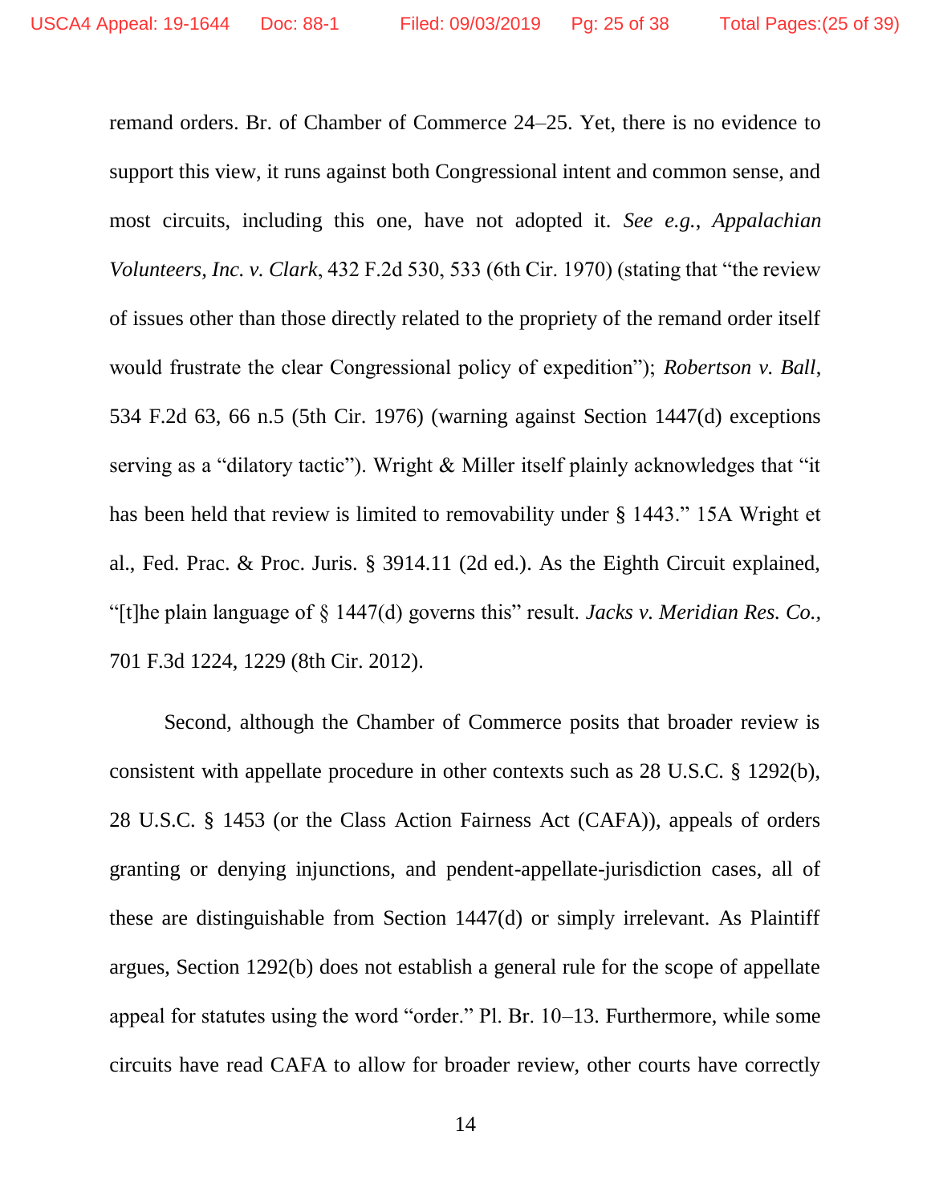remand orders. Br. of Chamber of Commerce 24–25. Yet, there is no evidence to support this view, it runs against both Congressional intent and common sense, and most circuits, including this one, have not adopted it. *See e.g.*, *Appalachian Volunteers, Inc. v. Clark*, 432 F.2d 530, 533 (6th Cir. 1970) (stating that "the review of issues other than those directly related to the propriety of the remand order itself would frustrate the clear Congressional policy of expedition"); *Robertson v. Ball*, 534 F.2d 63, 66 n.5 (5th Cir. 1976) (warning against Section 1447(d) exceptions serving as a "dilatory tactic"). Wright & Miller itself plainly acknowledges that "it has been held that review is limited to removability under § 1443." 15A Wright et al., Fed. Prac. & Proc. Juris. § 3914.11 (2d ed.). As the Eighth Circuit explained, "[t]he plain language of § 1447(d) governs this" result. *Jacks v. Meridian Res. Co.*, 701 F.3d 1224, 1229 (8th Cir. 2012).

Second, although the Chamber of Commerce posits that broader review is consistent with appellate procedure in other contexts such as 28 U.S.C. § 1292(b), 28 U.S.C. § 1453 (or the Class Action Fairness Act (CAFA)), appeals of orders granting or denying injunctions, and pendent-appellate-jurisdiction cases, all of these are distinguishable from Section 1447(d) or simply irrelevant. As Plaintiff argues, Section 1292(b) does not establish a general rule for the scope of appellate appeal for statutes using the word "order." Pl. Br. 10–13. Furthermore, while some circuits have read CAFA to allow for broader review, other courts have correctly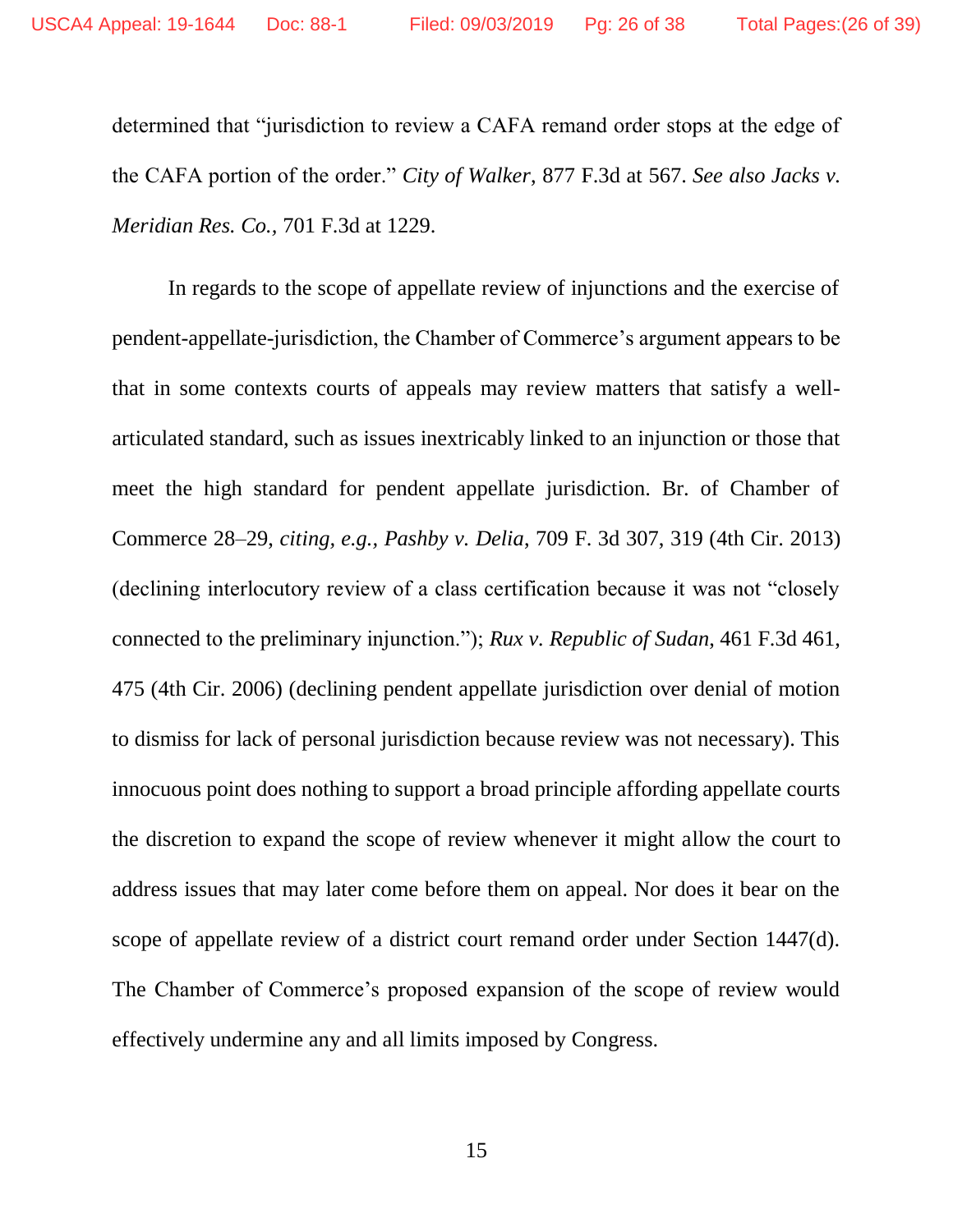determined that "jurisdiction to review a CAFA remand order stops at the edge of the CAFA portion of the order." *City of Walker*, 877 F.3d at 567. *See also Jacks v. Meridian Res. Co.*, 701 F.3d at 1229.

In regards to the scope of appellate review of injunctions and the exercise of pendent-appellate-jurisdiction, the Chamber of Commerce's argument appears to be that in some contexts courts of appeals may review matters that satisfy a well-articulated standard, such as issues inextricably linked to an injunction or those that meet the high standard for pendent appellate jurisdiction. Br. of Chamber of Commerce 28–29, *citing, e.g., Pashby v. Delia*, 709 F. 3d 307, 319 (4th Cir. 2013) (declining interlocutory review of a class certification because it was not "closely connected to the preliminary injunction."); *Rux v. Republic of Sudan*, 461 F.3d 461, 475 (4th Cir. 2006) (declining pendent appellate jurisdiction over denial of motion to dismiss for lack of personal jurisdiction because review was not necessary). This innocuous point does nothing to support a broad principle affording appellate courts the discretion to expand the scope of review whenever it might allow the court to address issues that may later come before them on appeal. Nor does it bear on the scope of appellate review of a district court remand order under Section 1447(d). The Chamber of Commerce's proposed expansion of the scope of review would effectively undermine any and all limits imposed by Congress.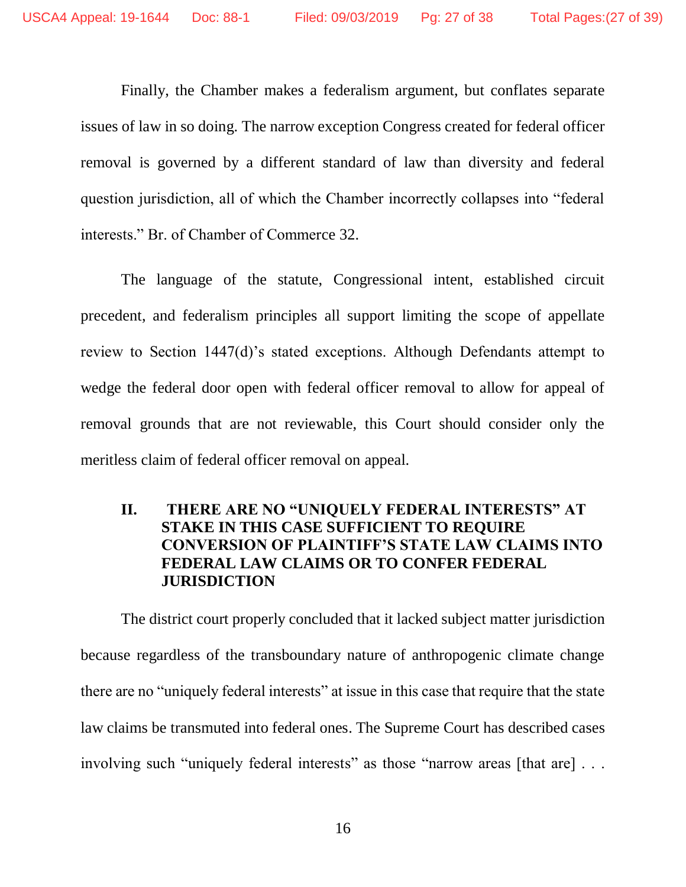Finally, the Chamber makes a federalism argument, but conflates separate issues of law in so doing. The narrow exception Congress created for federal officer removal is governed by a different standard of law than diversity and federal question jurisdiction, all of which the Chamber incorrectly collapses into "federal interests." Br. of Chamber of Commerce 32.

The language of the statute, Congressional intent, established circuit precedent, and federalism principles all support limiting the scope of appellate review to Section 1447(d)'s stated exceptions. Although Defendants attempt to wedge the federal door open with federal officer removal to allow for appeal of removal grounds that are not reviewable, this Court should consider only the meritless claim of federal officer removal on appeal.

## II. THERE ARE NO "UNIQUELY FEDERAL INTERESTS" AT STAKE IN THIS CASE SUFFICIENT TO REQUIRE CONVERSION OF PLAINTIFF'S STATE LAW CLAIMS INTO FEDERAL LAW CLAIMS OR TO CONFER FEDERAL JURISDICTION

The district court properly concluded that it lacked subject matter jurisdiction because regardless of the transboundary nature of anthropogenic climate change there are no "uniquely federal interests" at issue in this case that require that the state law claims be transmuted into federal ones. The Supreme Court has described cases involving such "uniquely federal interests" as those "narrow areas [that are] . . .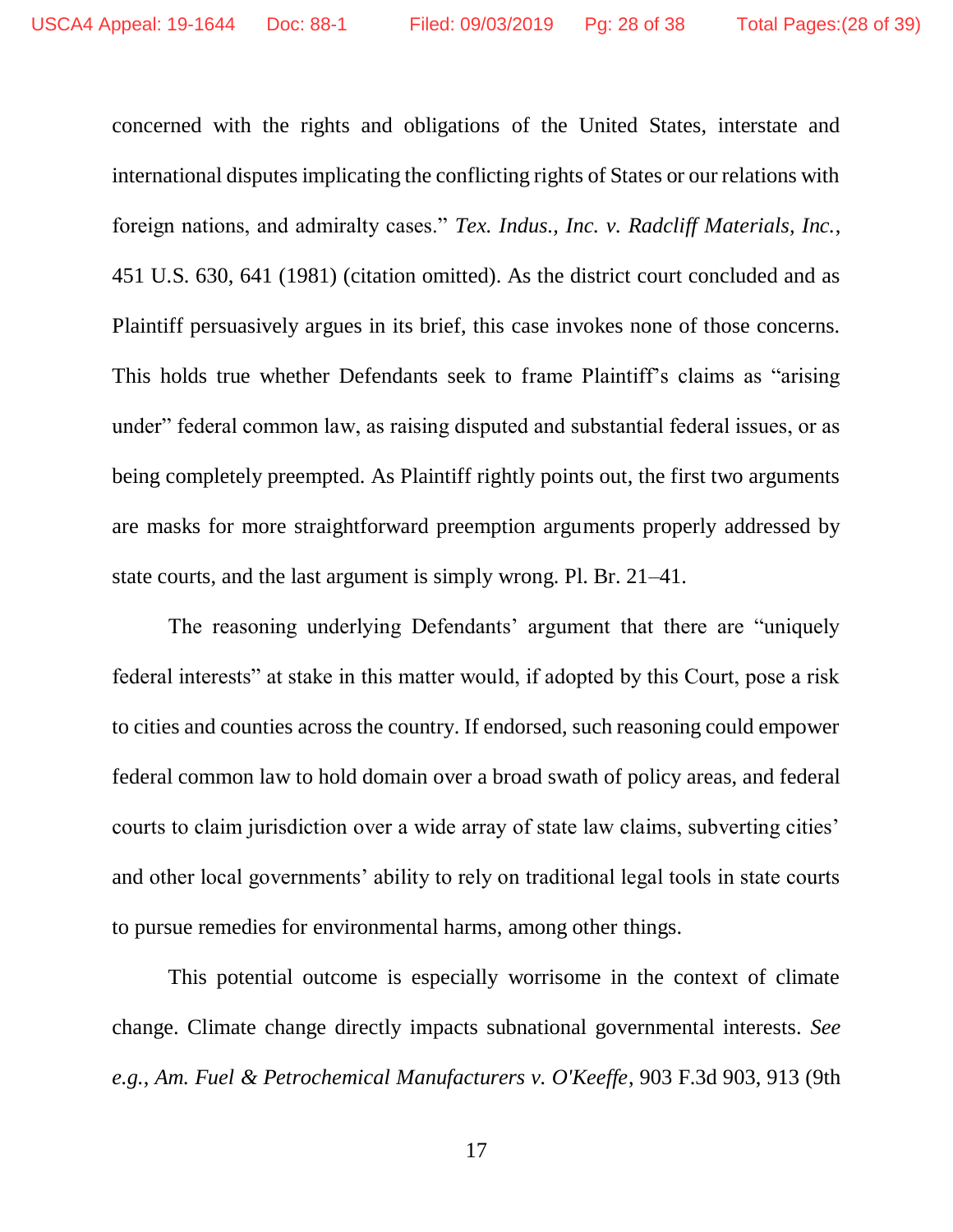concerned with the rights and obligations of the United States, interstate and international disputes implicating the conflicting rights of States or our relations with foreign nations, and admiralty cases." *Tex. Indus., Inc. v. Radcliff Materials, Inc.*, 451 U.S. 630, 641 (1981) (citation omitted). As the district court concluded and as Plaintiff persuasively argues in its brief, this case invokes none of those concerns. This holds true whether Defendants seek to frame Plaintiff's claims as "arising under" federal common law, as raising disputed and substantial federal issues, or as being completely preempted. As Plaintiff rightly points out, the first two arguments are masks for more straightforward preemption arguments properly addressed by state courts, and the last argument is simply wrong. Pl. Br. 21–41.

The reasoning underlying Defendants' argument that there are "uniquely federal interests" at stake in this matter would, if adopted by this Court, pose a risk to cities and counties across the country. If endorsed, such reasoning could empower federal common law to hold domain over a broad swath of policy areas, and federal courts to claim jurisdiction over a wide array of state law claims, subverting cities' and other local governments' ability to rely on traditional legal tools in state courts to pursue remedies for environmental harms, among other things.

This potential outcome is especially worrisome in the context of climate change. Climate change directly impacts subnational governmental interests. *See e.g.*, *Am. Fuel & Petrochemical Manufacturers v. O'Keeffe*, 903 F.3d 903, 913 (9th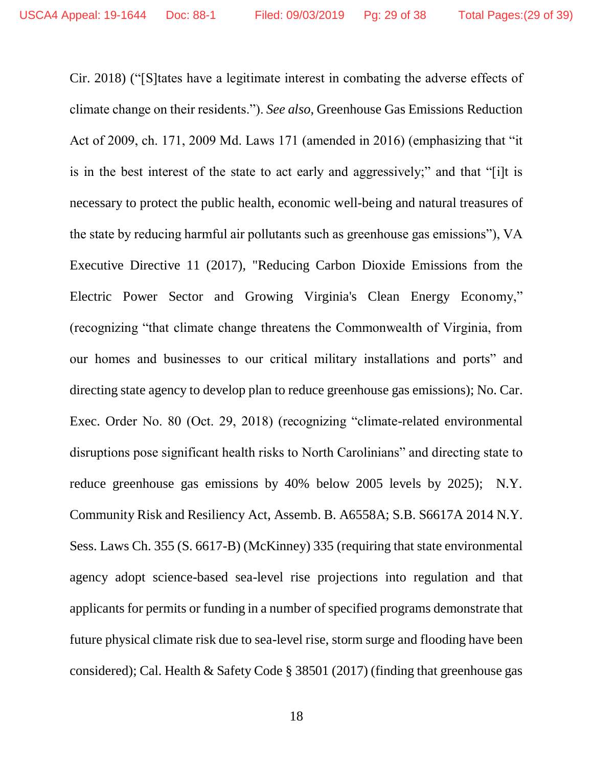Cir. 2018) ("[S]tates have a legitimate interest in combating the adverse effects of climate change on their residents."). *See also*, Greenhouse Gas Emissions Reduction Act of 2009, ch. 171, 2009 Md. Laws 171 (amended in 2016) (emphasizing that "it is in the best interest of the state to act early and aggressively;" and that "[i]t is necessary to protect the public health, economic well-being and natural treasures of the state by reducing harmful air pollutants such as greenhouse gas emissions"), VA Executive Directive 11 (2017), "Reducing Carbon Dioxide Emissions from the Electric Power Sector and Growing Virginia's Clean Energy Economy," (recognizing "that climate change threatens the Commonwealth of Virginia, from our homes and businesses to our critical military installations and ports" and directing state agency to develop plan to reduce greenhouse gas emissions); No. Car. Exec. Order No. 80 (Oct. 29, 2018) (recognizing "climate-related environmental disruptions pose significant health risks to North Carolinians" and directing state to reduce greenhouse gas emissions by 40% below 2005 levels by 2025); N.Y. Community Risk and Resiliency Act, Assemb. B. A6558A; S.B. S6617A 2014 N.Y. Sess. Laws Ch. 355 (S. 6617-B) (McKinney) 335 (requiring that state environmental agency adopt science-based sea-level rise projections into regulation and that applicants for permits or funding in a number of specified programs demonstrate that future physical climate risk due to sea-level rise, storm surge and flooding have been considered); Cal. Health & Safety Code § 38501 (2017) (finding that greenhouse gas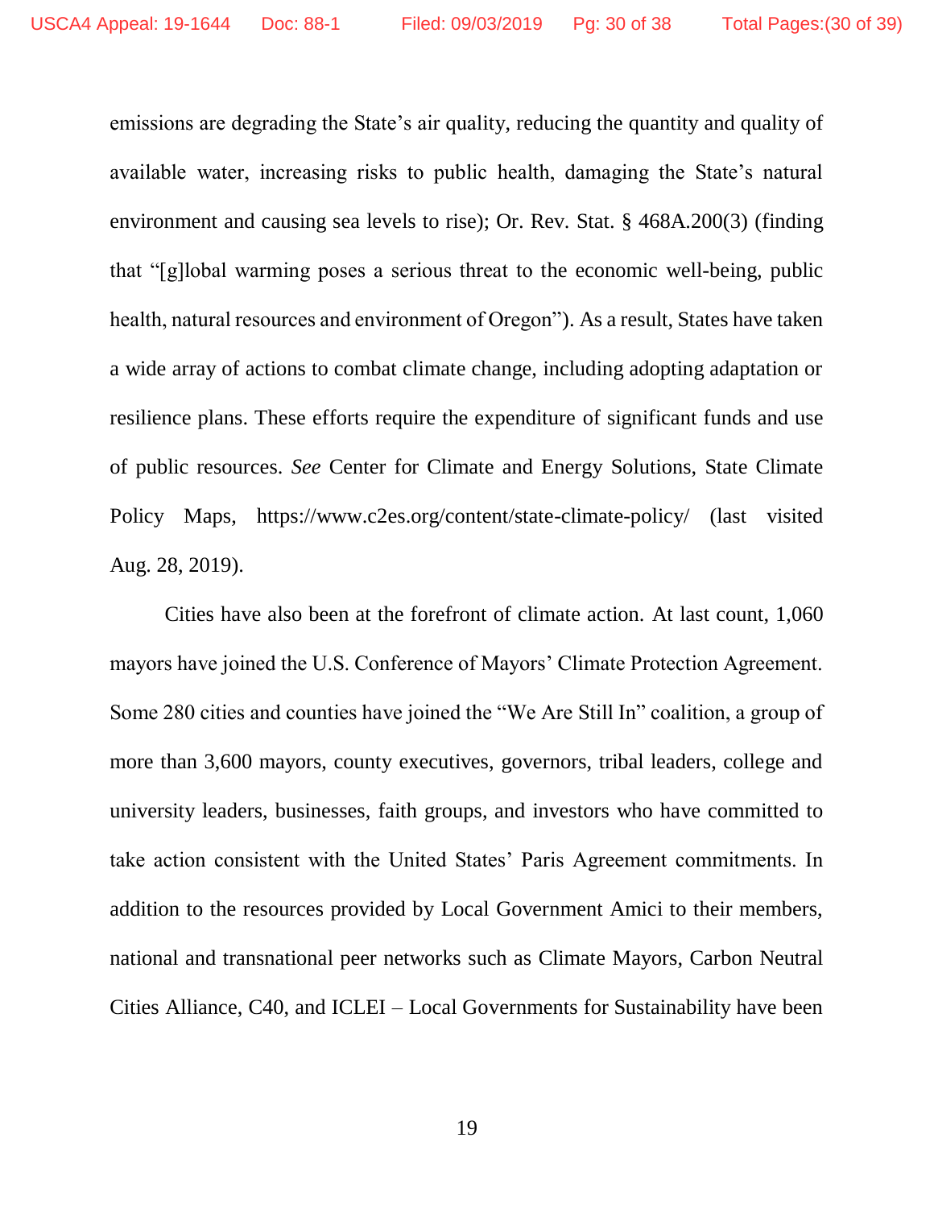emissions are degrading the State's air quality, reducing the quantity and quality of available water, increasing risks to public health, damaging the State's natural environment and causing sea levels to rise); Or. Rev. Stat. § 468A.200(3) (finding that "[g]lobal warming poses a serious threat to the economic well-being, public health, natural resources and environment of Oregon"). As a result, States have taken a wide array of actions to combat climate change, including adopting adaptation or resilience plans. These efforts require the expenditure of significant funds and use of public resources. *See* Center for Climate and Energy Solutions, State Climate Policy Maps, https://www.c2es.org/content/state-climate-policy/ (last visited Aug. 28, 2019).

Cities have also been at the forefront of climate action. At last count, 1,060 mayors have joined the U.S. Conference of Mayors' Climate Protection Agreement. Some 280 cities and counties have joined the "We Are Still In" coalition, a group of more than 3,600 mayors, county executives, governors, tribal leaders, college and university leaders, businesses, faith groups, and investors who have committed to take action consistent with the United States' Paris Agreement commitments. In addition to the resources provided by Local Government Amici to their members, national and transnational peer networks such as Climate Mayors, Carbon Neutral Cities Alliance, C40, and ICLEI – Local Governments for Sustainability have been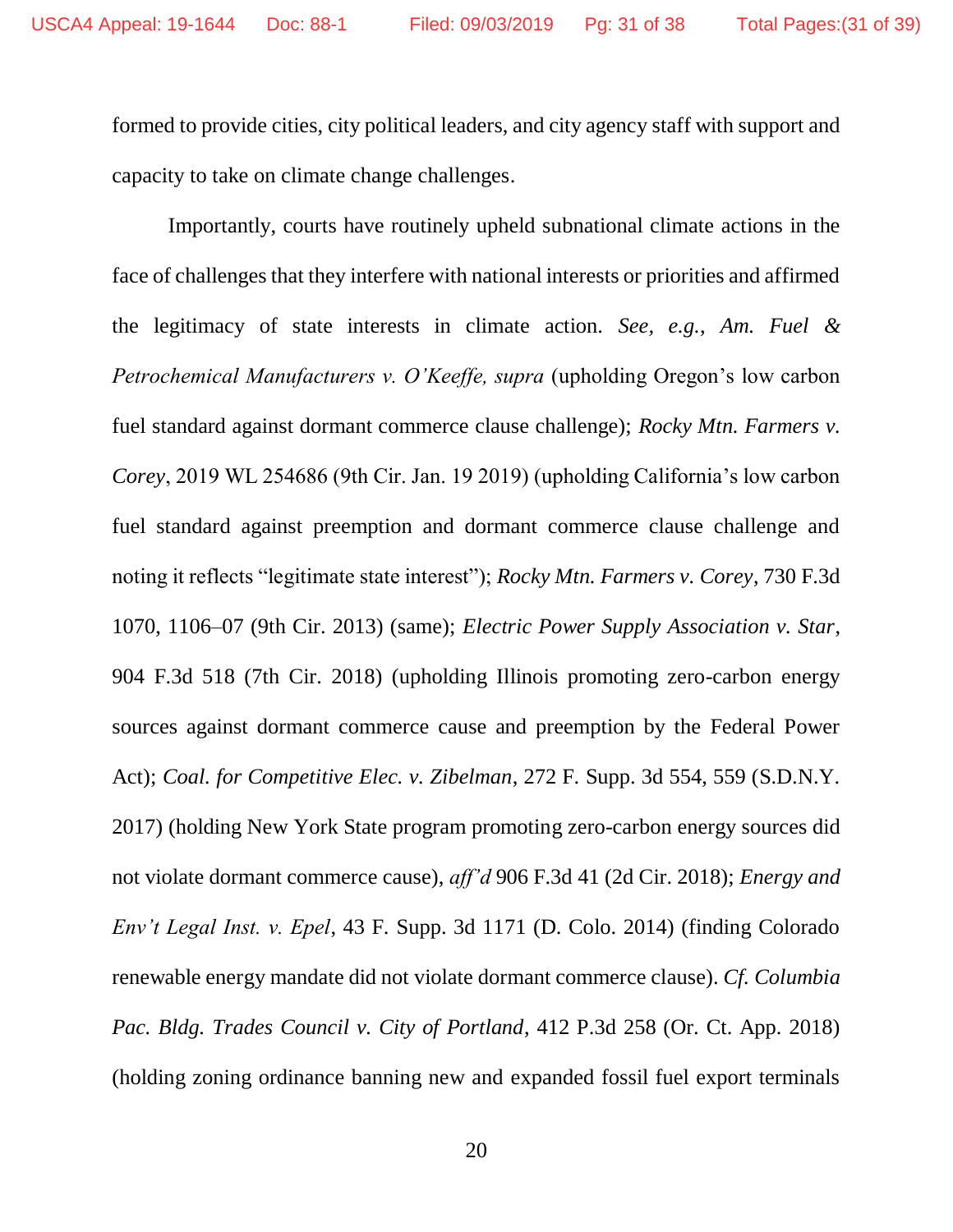formed to provide cities, city political leaders, and city agency staff with support and capacity to take on climate change challenges.

Importantly, courts have routinely upheld subnational climate actions in the face of challenges that they interfere with national interests or priorities and affirmed the legitimacy of state interests in climate action. *See, e.g.*, *Am. Fuel & Petrochemical Manufacturers v. O'Keeffe, supra* (upholding Oregon's low carbon fuel standard against dormant commerce clause challenge); *Rocky Mtn. Farmers v. Corey*, 2019 WL 254686 (9th Cir. Jan. 19 2019) (upholding California's low carbon fuel standard against preemption and dormant commerce clause challenge and noting it reflects "legitimate state interest"); *Rocky Mtn. Farmers v. Corey*, 730 F.3d 1070, 1106–07 (9th Cir. 2013) (same); *Electric Power Supply Association v. Star*, 904 F.3d 518 (7th Cir. 2018) (upholding Illinois promoting zero-carbon energy sources against dormant commerce cause and preemption by the Federal Power Act); *Coal. for Competitive Elec. v. Zibelman*, 272 F. Supp. 3d 554, 559 (S.D.N.Y. 2017) (holding New York State program promoting zero-carbon energy sources did not violate dormant commerce cause), *aff'd* 906 F.3d 41 (2d Cir. 2018); *Energy and Env't Legal Inst. v. Epel*, 43 F. Supp. 3d 1171 (D. Colo. 2014) (finding Colorado renewable energy mandate did not violate dormant commerce clause). *Cf. Columbia Pac. Bldg. Trades Council v. City of Portland*, 412 P.3d 258 (Or. Ct. App. 2018) (holding zoning ordinance banning new and expanded fossil fuel export terminals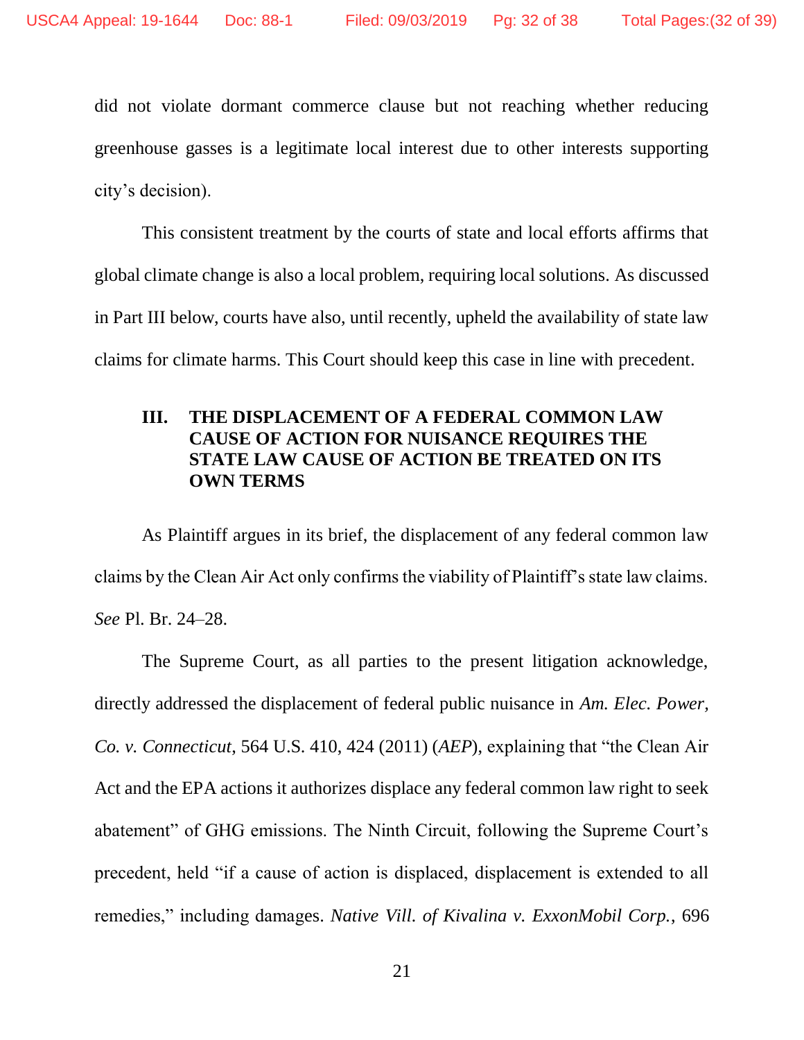did not violate dormant commerce clause but not reaching whether reducing greenhouse gasses is a legitimate local interest due to other interests supporting city's decision).

This consistent treatment by the courts of state and local efforts affirms that global climate change is also a local problem, requiring local solutions. As discussed in Part III below, courts have also, until recently, upheld the availability of state law claims for climate harms. This Court should keep this case in line with precedent.

## III. THE DISPLACEMENT OF A FEDERAL COMMON LAW CAUSE OF ACTION FOR NUISANCE REQUIRES THE STATE LAW CAUSE OF ACTION BE TREATED ON ITS OWN TERMS

As Plaintiff argues in its brief, the displacement of any federal common law claims by the Clean Air Act only confirms the viability of Plaintiff's state law claims. *See* Pl. Br. 24–28.

The Supreme Court, as all parties to the present litigation acknowledge, directly addressed the displacement of federal public nuisance in *Am. Elec. Power, Co. v. Connecticut*, 564 U.S. 410, 424 (2011) (*AEP*), explaining that "the Clean Air Act and the EPA actions it authorizes displace any federal common law right to seek abatement" of GHG emissions. The Ninth Circuit, following the Supreme Court's precedent, held "if a cause of action is displaced, displacement is extended to all remedies," including damages. *Native Vill. of Kivalina v. ExxonMobil Corp.*, 696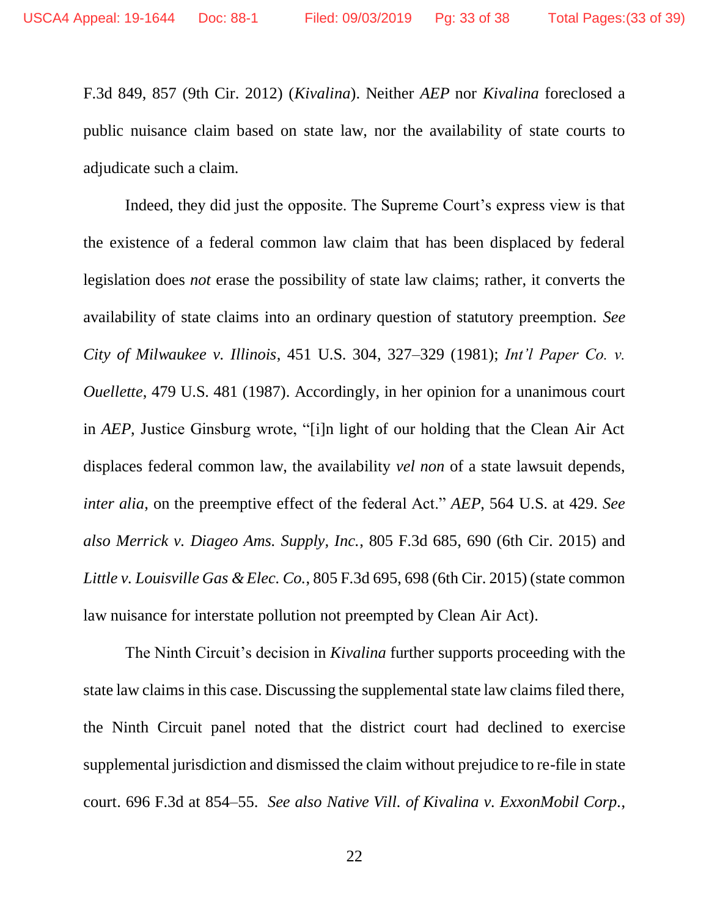F.3d 849, 857 (9th Cir. 2012) (*Kivalina*). Neither *AEP* nor *Kivalina* foreclosed a public nuisance claim based on state law, nor the availability of state courts to adjudicate such a claim.

Indeed, they did just the opposite. The Supreme Court's express view is that the existence of a federal common law claim that has been displaced by federal legislation does *not* erase the possibility of state law claims; rather, it converts the availability of state claims into an ordinary question of statutory preemption. *See City of Milwaukee v. Illinois*, 451 U.S. 304, 327–329 (1981); *Int'l Paper Co. v. Ouellette*, 479 U.S. 481 (1987). Accordingly, in her opinion for a unanimous court in *AEP*, Justice Ginsburg wrote, "[i]n light of our holding that the Clean Air Act displaces federal common law, the availability *vel non* of a state lawsuit depends, *inter alia*, on the preemptive effect of the federal Act." *AEP*, 564 U.S. at 429. *See also Merrick v. Diageo Ams. Supply, Inc.*, 805 F.3d 685, 690 (6th Cir. 2015) and *Little v. Louisville Gas & Elec. Co.*, 805 F.3d 695, 698 (6th Cir. 2015) (state common law nuisance for interstate pollution not preempted by Clean Air Act).

The Ninth Circuit's decision in *Kivalina* further supports proceeding with the state law claims in this case. Discussing the supplemental state law claims filed there, the Ninth Circuit panel noted that the district court had declined to exercise supplemental jurisdiction and dismissed the claim without prejudice to re-file in state court. 696 F.3d at 854–55. *See also Native Vill. of Kivalina v. ExxonMobil Corp.*,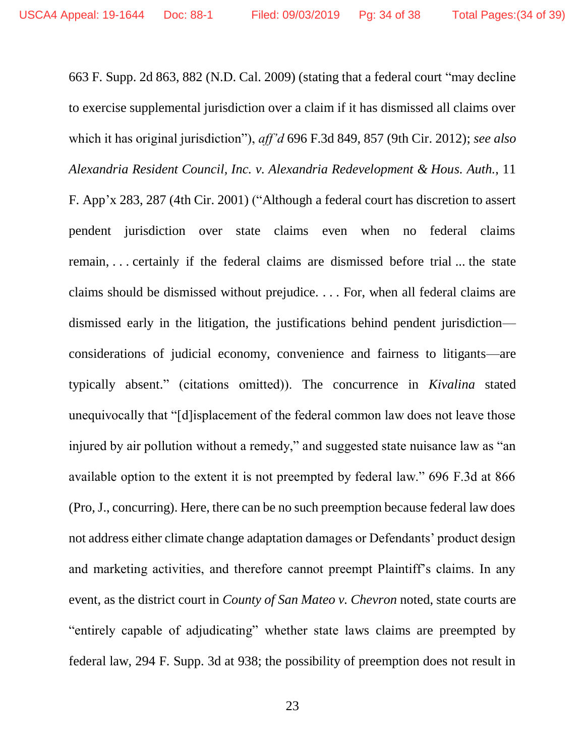663 F. Supp. 2d 863, 882 (N.D. Cal. 2009) (stating that a federal court "may decline to exercise supplemental jurisdiction over a claim if it has dismissed all claims over which it has original jurisdiction"), *aff'd* 696 F.3d 849, 857 (9th Cir. 2012); *see also Alexandria Resident Council, Inc. v. Alexandria Redevelopment & Hous. Auth.*, 11 F. App'x 283, 287 (4th Cir. 2001) ("Although a federal court has discretion to assert pendent jurisdiction over state claims even when no federal claims remain, . . . certainly if the federal claims are dismissed before trial ... the state claims should be dismissed without prejudice. . . . For, when all federal claims are dismissed early in the litigation, the justifications behind pendent jurisdiction—considerations of judicial economy, convenience and fairness to litigants—are typically absent." (citations omitted)). The concurrence in *Kivalina* stated unequivocally that "[d]isplacement of the federal common law does not leave those injured by air pollution without a remedy," and suggested state nuisance law as "an available option to the extent it is not preempted by federal law." 696 F.3d at 866 (Pro, J., concurring). Here, there can be no such preemption because federal law does not address either climate change adaptation damages or Defendants' product design and marketing activities, and therefore cannot preempt Plaintiff's claims. In any event, as the district court in *County of San Mateo v. Chevron* noted, state courts are "entirely capable of adjudicating" whether state laws claims are preempted by federal law, 294 F. Supp. 3d at 938; the possibility of preemption does not result in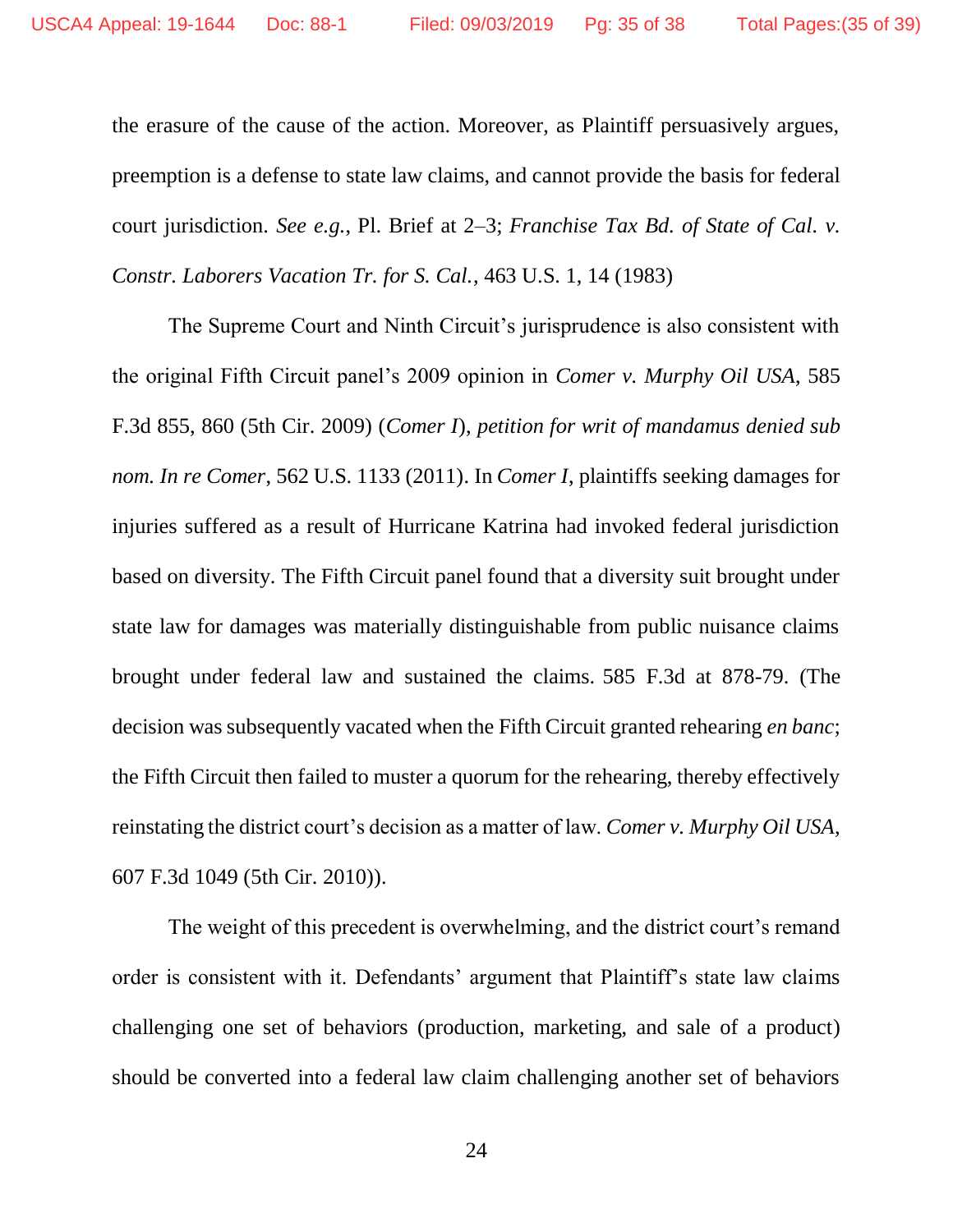the erasure of the cause of the action. Moreover, as Plaintiff persuasively argues, preemption is a defense to state law claims, and cannot provide the basis for federal court jurisdiction. *See e.g.*, Pl. Brief at 2–3; *Franchise Tax Bd. of State of Cal. v. Constr. Laborers Vacation Tr. for S. Cal.*, 463 U.S. 1, 14 (1983)

The Supreme Court and Ninth Circuit's jurisprudence is also consistent with the original Fifth Circuit panel's 2009 opinion in *Comer v. Murphy Oil USA*, 585 F.3d 855, 860 (5th Cir. 2009) (*Comer I*), *petition for writ of mandamus denied sub nom. In re Comer*, 562 U.S. 1133 (2011). In *Comer I*, plaintiffs seeking damages for injuries suffered as a result of Hurricane Katrina had invoked federal jurisdiction based on diversity. The Fifth Circuit panel found that a diversity suit brought under state law for damages was materially distinguishable from public nuisance claims brought under federal law and sustained the claims. 585 F.3d at 878-79. (The decision was subsequently vacated when the Fifth Circuit granted rehearing *en banc*; the Fifth Circuit then failed to muster a quorum for the rehearing, thereby effectively reinstating the district court's decision as a matter of law. *Comer v. Murphy Oil USA*, 607 F.3d 1049 (5th Cir. 2010)).

The weight of this precedent is overwhelming, and the district court's remand order is consistent with it. Defendants' argument that Plaintiff's state law claims challenging one set of behaviors (production, marketing, and sale of a product) should be converted into a federal law claim challenging another set of behaviors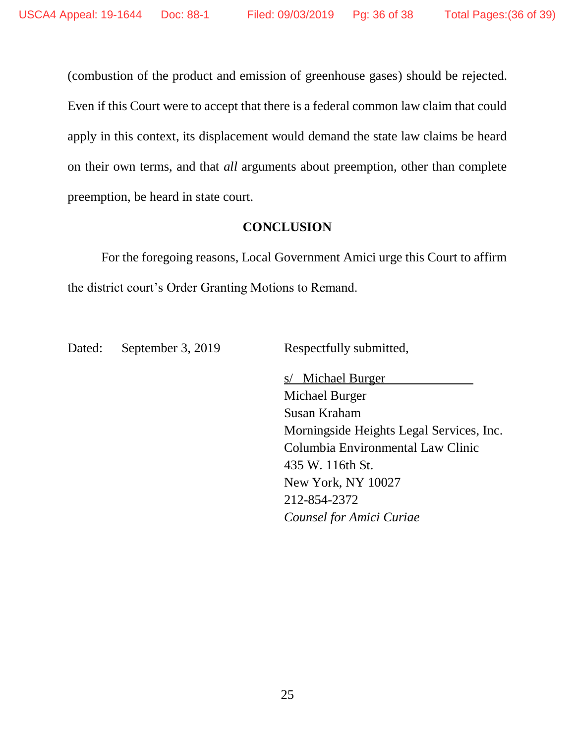(combustion of the product and emission of greenhouse gases) should be rejected. Even if this Court were to accept that there is a federal common law claim that could apply in this context, its displacement would demand the state law claims be heard on their own terms, and that *all* arguments about preemption, other than complete preemption, be heard in state court.

## CONCLUSION

For the foregoing reasons, Local Government Amici urge this Court to affirm the district court's Order Granting Motions to Remand.

Dated: September 3, 2019

Respectfully submitted,

s/ Michael Burger
Michael Burger
Susan Kraham
Morningside Heights Legal Services, Inc.
Columbia Environmental Law Clinic
435 W. 116th St.
New York, NY 10027
212-854-2372
*Counsel for Amici Curiae*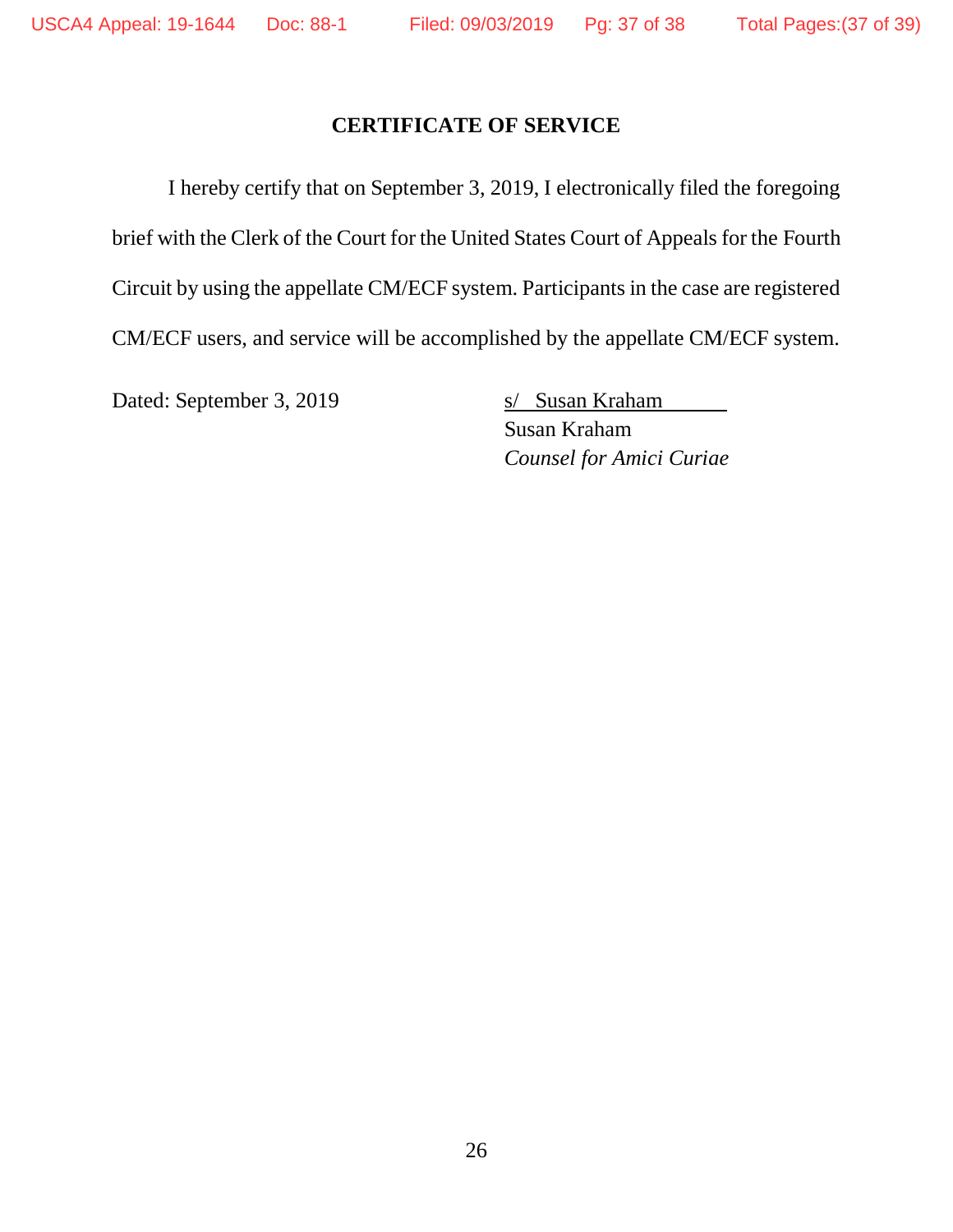## CERTIFICATE OF SERVICE

I hereby certify that on September 3, 2019, I electronically filed the foregoing brief with the Clerk of the Court for the United States Court of Appeals for the Fourth Circuit by using the appellate CM/ECF system. Participants in the case are registered CM/ECF users, and service will be accomplished by the appellate CM/ECF system.

Dated: September 3, 2019

s/ Susan Kraham
Susan Kraham
*Counsel for Amici Curiae*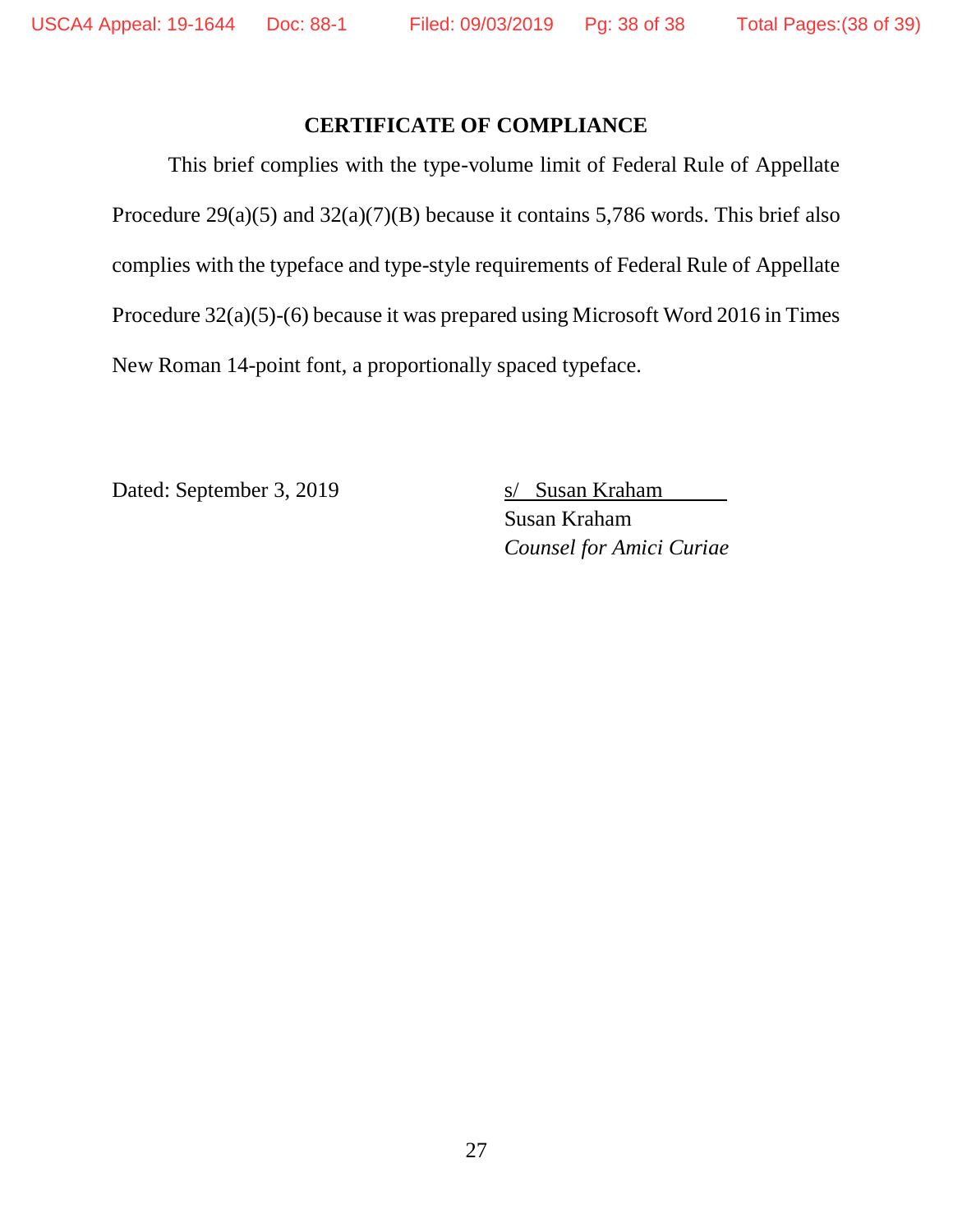## CERTIFICATE OF COMPLIANCE

This brief complies with the type-volume limit of Federal Rule of Appellate Procedure 29(a)(5) and 32(a)(7)(B) because it contains 5,786 words. This brief also complies with the typeface and type-style requirements of Federal Rule of Appellate Procedure 32(a)(5)-(6) because it was prepared using Microsoft Word 2016 in Times New Roman 14-point font, a proportionally spaced typeface.

Dated: September 3, 2019

s/ Susan Kraham
Susan Kraham
*Counsel for Amici Curiae*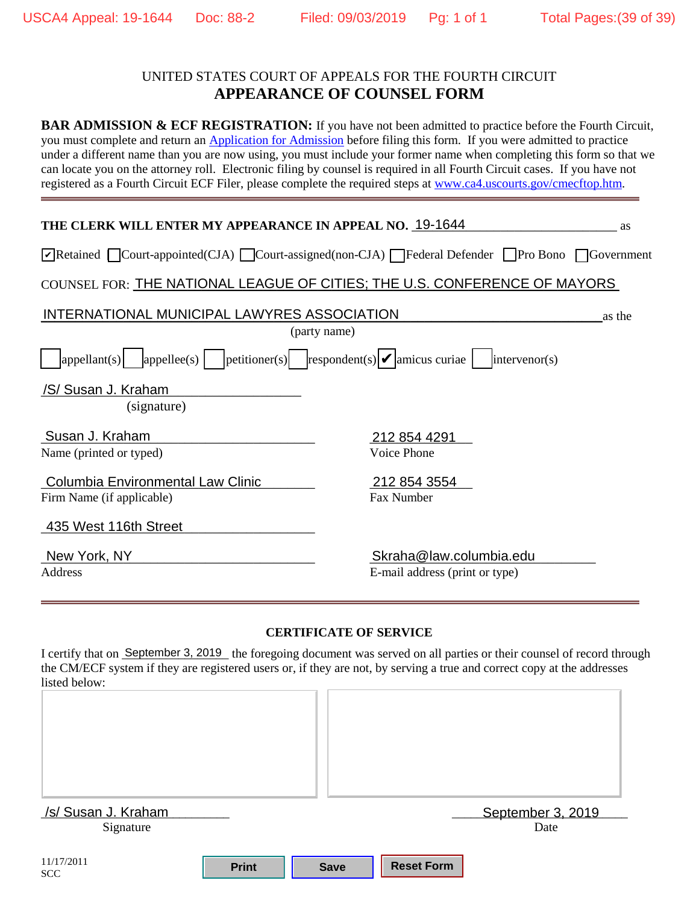UNITED STATES COURT OF APPEALS FOR THE FOURTH CIRCUIT

# APPEARANCE OF COUNSEL FORM

**BAR ADMISSION & ECF REGISTRATION:** If you have not been admitted to practice before the Fourth Circuit, you must complete and return an Application for Admission before filing this form. If you were admitted to practice under a different name than you are now using, you must include your former name when completing this form so that we can locate you on the attorney roll. Electronic filing by counsel is required in all Fourth Circuit cases. If you have not registered as a Fourth Circuit ECF Filer, please complete the required steps at www.ca4.uscourts.gov/cmecftop.htm.

---

**THE CLERK WILL ENTER MY APPEARANCE IN APPEAL NO.** 19-1644 as

☑ Retained ☐ Court-appointed(CJA) ☐ Court-assigned(non-CJA) ☐ Federal Defender ☐ Pro Bono ☐ Government

COUNSEL FOR: THE NATIONAL LEAGUE OF CITIES; THE U.S. CONFERENCE OF MAYORS INTERNATIONAL MUNICIPAL LAWYRES ASSOCIATION as the

(party name)

☐ appellant(s) ☐ appellee(s) ☐ petitioner(s) ☐ respondent(s) ☑ amicus curiae ☐ intervenor(s)

/S/ Susan J. Kraham
(signature)

| | |
|---|---|
| Susan J. Kraham<br>Name (printed or typed) | 212 854 4291<br>Voice Phone |
| Columbia Environmental Law Clinic<br>Firm Name (if applicable) | 212 854 3554<br>Fax Number |
| 435 West 116th Street | |
| New York, NY<br>Address | Skraha@law.columbia.edu<br>E-mail address (print or type) |

---

**CERTIFICATE OF SERVICE**

I certify that on September 3, 2019 the foregoing document was served on all parties or their counsel of record through the CM/ECF system if they are registered users or, if they are not, by serving a true and correct copy at the addresses listed below:

/s/ Susan J. Kraham
Signature

September 3, 2019
Date

11/17/2011
SCC